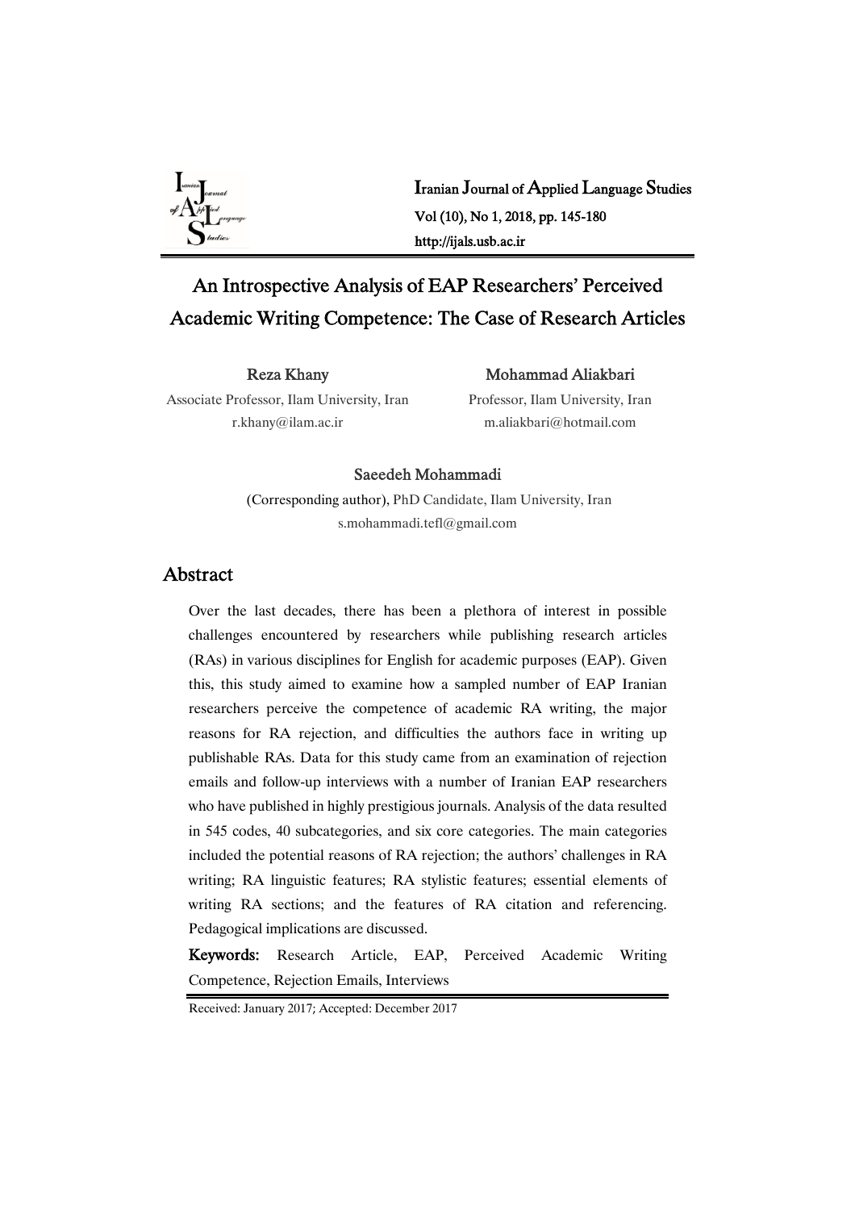# An Introspective Analysis of EAP Researchers' Perceived Academic Writing Competence: The Case of Research Articles

**Reza Khany**
Associate Professor, Ilam University, Iran
r.khany@ilam.ac.ir

**Mohammad Aliakbari**
Professor, Ilam University, Iran
m.aliakbari@hotmail.com

**Saeedeh Mohammadi**
(Corresponding author), PhD Candidate, Ilam University, Iran
s.mohammadi.tefl@gmail.com

## Abstract

Over the last decades, there has been a plethora of interest in possible challenges encountered by researchers while publishing research articles (RAs) in various disciplines for English for academic purposes (EAP). Given this, this study aimed to examine how a sampled number of EAP Iranian researchers perceive the competence of academic RA writing, the major reasons for RA rejection, and difficulties the authors face in writing up publishable RAs. Data for this study came from an examination of rejection emails and follow-up interviews with a number of Iranian EAP researchers who have published in highly prestigious journals. Analysis of the data resulted in 545 codes, 40 subcategories, and six core categories. The main categories included the potential reasons of RA rejection; the authors' challenges in RA writing; RA linguistic features; RA stylistic features; essential elements of writing RA sections; and the features of RA citation and referencing. Pedagogical implications are discussed.

**Keywords:** Research Article, EAP, Perceived Academic Writing Competence, Rejection Emails, Interviews

Received: January 2017; Accepted: December 2017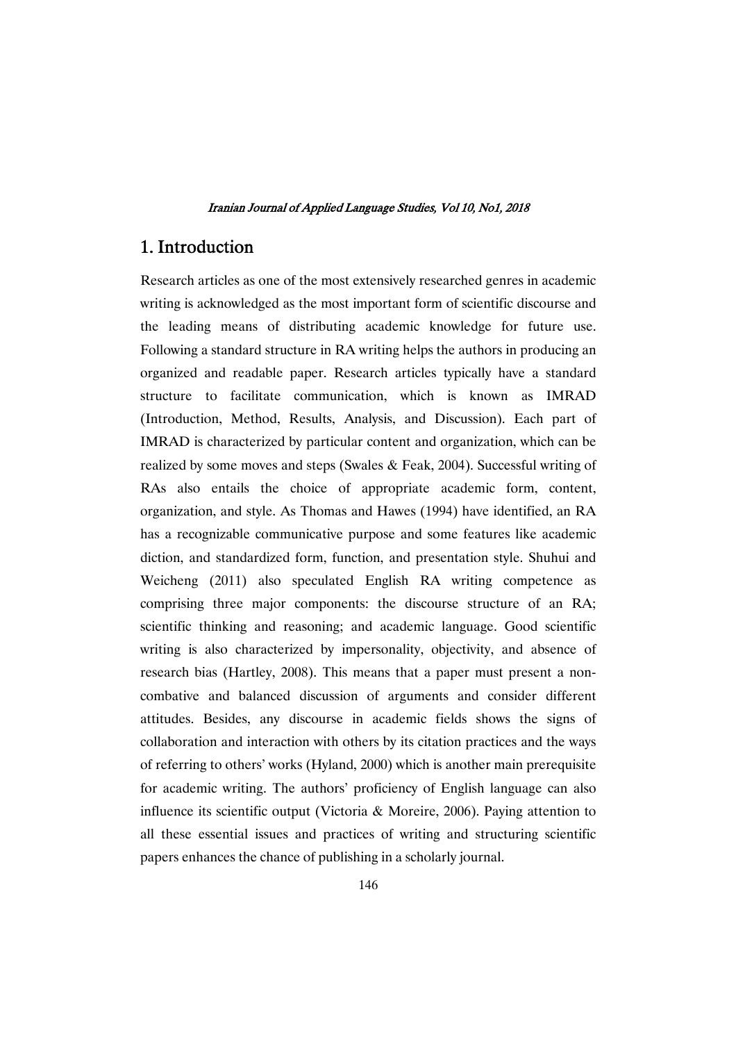# 1. Introduction

Research articles as one of the most extensively researched genres in academic writing is acknowledged as the most important form of scientific discourse and the leading means of distributing academic knowledge for future use. Following a standard structure in RA writing helps the authors in producing an organized and readable paper. Research articles typically have a standard structure to facilitate communication, which is known as IMRAD (Introduction, Method, Results, Analysis, and Discussion). Each part of IMRAD is characterized by particular content and organization, which can be realized by some moves and steps (Swales & Feak, 2004). Successful writing of RAs also entails the choice of appropriate academic form, content, organization, and style. As Thomas and Hawes (1994) have identified, an RA has a recognizable communicative purpose and some features like academic diction, and standardized form, function, and presentation style. Shuhui and Weicheng (2011) also speculated English RA writing competence as comprising three major components: the discourse structure of an RA; scientific thinking and reasoning; and academic language. Good scientific writing is also characterized by impersonality, objectivity, and absence of research bias (Hartley, 2008). This means that a paper must present a non-combative and balanced discussion of arguments and consider different attitudes. Besides, any discourse in academic fields shows the signs of collaboration and interaction with others by its citation practices and the ways of referring to others' works (Hyland, 2000) which is another main prerequisite for academic writing. The authors' proficiency of English language can also influence its scientific output (Victoria & Moreire, 2006). Paying attention to all these essential issues and practices of writing and structuring scientific papers enhances the chance of publishing in a scholarly journal.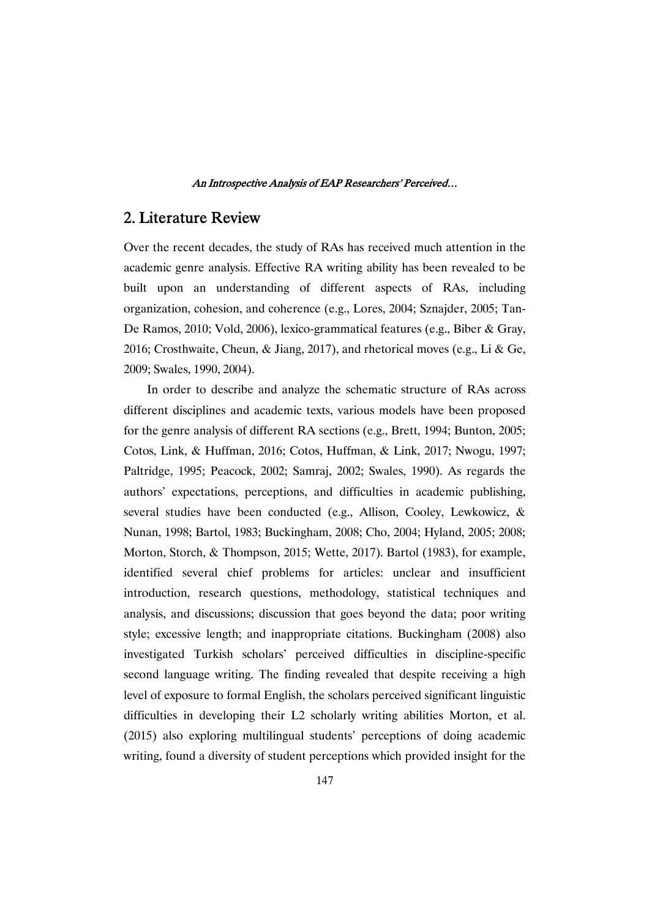## 2. Literature Review

Over the recent decades, the study of RAs has received much attention in the academic genre analysis. Effective RA writing ability has been revealed to be built upon an understanding of different aspects of RAs, including organization, cohesion, and coherence (e.g., Lores, 2004; Sznajder, 2005; Tan-De Ramos, 2010; Vold, 2006), lexico-grammatical features (e.g., Biber & Gray, 2016; Crosthwaite, Cheun, & Jiang, 2017), and rhetorical moves (e.g., Li & Ge, 2009; Swales, 1990, 2004).

In order to describe and analyze the schematic structure of RAs across different disciplines and academic texts, various models have been proposed for the genre analysis of different RA sections (e.g., Brett, 1994; Bunton, 2005; Cotos, Link, & Huffman, 2016; Cotos, Huffman, & Link, 2017; Nwogu, 1997; Paltridge, 1995; Peacock, 2002; Samraj, 2002; Swales, 1990). As regards the authors' expectations, perceptions, and difficulties in academic publishing, several studies have been conducted (e.g., Allison, Cooley, Lewkowicz, & Nunan, 1998; Bartol, 1983; Buckingham, 2008; Cho, 2004; Hyland, 2005; 2008; Morton, Storch, & Thompson, 2015; Wette, 2017). Bartol (1983), for example, identified several chief problems for articles: unclear and insufficient introduction, research questions, methodology, statistical techniques and analysis, and discussions; discussion that goes beyond the data; poor writing style; excessive length; and inappropriate citations. Buckingham (2008) also investigated Turkish scholars' perceived difficulties in discipline-specific second language writing. The finding revealed that despite receiving a high level of exposure to formal English, the scholars perceived significant linguistic difficulties in developing their L2 scholarly writing abilities Morton, et al. (2015) also exploring multilingual students' perceptions of doing academic writing, found a diversity of student perceptions which provided insight for the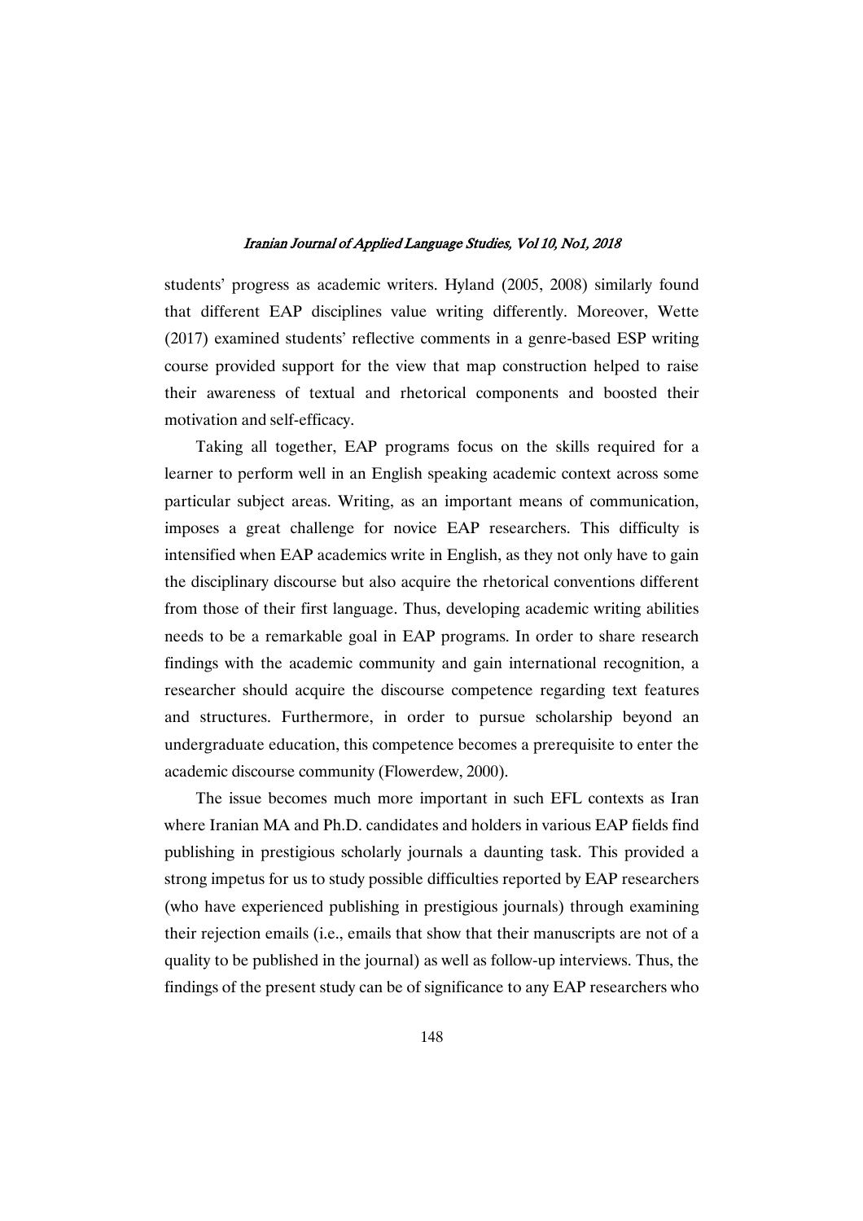students' progress as academic writers. Hyland (2005, 2008) similarly found that different EAP disciplines value writing differently. Moreover, Wette (2017) examined students' reflective comments in a genre-based ESP writing course provided support for the view that map construction helped to raise their awareness of textual and rhetorical components and boosted their motivation and self-efficacy.

Taking all together, EAP programs focus on the skills required for a learner to perform well in an English speaking academic context across some particular subject areas. Writing, as an important means of communication, imposes a great challenge for novice EAP researchers. This difficulty is intensified when EAP academics write in English, as they not only have to gain the disciplinary discourse but also acquire the rhetorical conventions different from those of their first language. Thus, developing academic writing abilities needs to be a remarkable goal in EAP programs. In order to share research findings with the academic community and gain international recognition, a researcher should acquire the discourse competence regarding text features and structures. Furthermore, in order to pursue scholarship beyond an undergraduate education, this competence becomes a prerequisite to enter the academic discourse community (Flowerdew, 2000).

The issue becomes much more important in such EFL contexts as Iran where Iranian MA and Ph.D. candidates and holders in various EAP fields find publishing in prestigious scholarly journals a daunting task. This provided a strong impetus for us to study possible difficulties reported by EAP researchers (who have experienced publishing in prestigious journals) through examining their rejection emails (i.e., emails that show that their manuscripts are not of a quality to be published in the journal) as well as follow-up interviews. Thus, the findings of the present study can be of significance to any EAP researchers who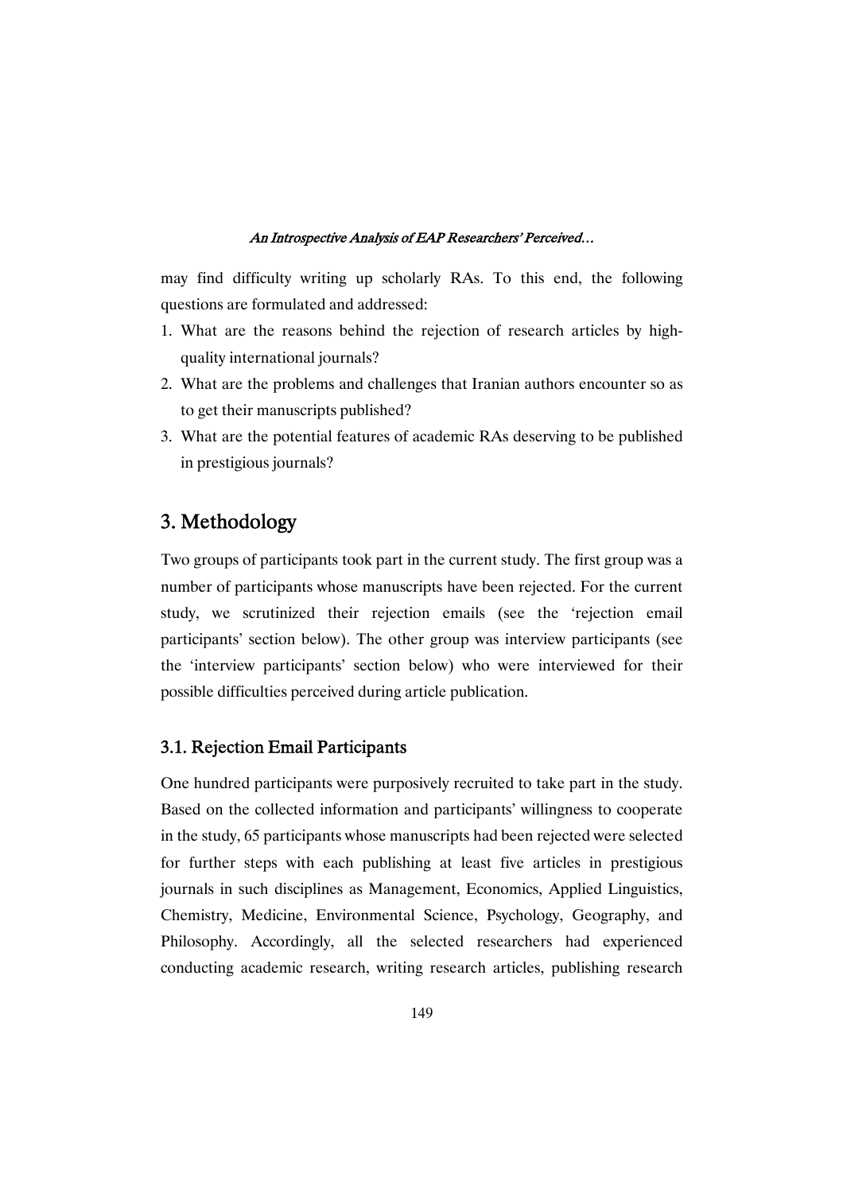may find difficulty writing up scholarly RAs. To this end, the following questions are formulated and addressed:

1. What are the reasons behind the rejection of research articles by high-quality international journals?
2. What are the problems and challenges that Iranian authors encounter so as to get their manuscripts published?
3. What are the potential features of academic RAs deserving to be published in prestigious journals?

## 3. Methodology

Two groups of participants took part in the current study. The first group was a number of participants whose manuscripts have been rejected. For the current study, we scrutinized their rejection emails (see the 'rejection email participants' section below). The other group was interview participants (see the 'interview participants' section below) who were interviewed for their possible difficulties perceived during article publication.

### 3.1. Rejection Email Participants

One hundred participants were purposively recruited to take part in the study. Based on the collected information and participants' willingness to cooperate in the study, 65 participants whose manuscripts had been rejected were selected for further steps with each publishing at least five articles in prestigious journals in such disciplines as Management, Economics, Applied Linguistics, Chemistry, Medicine, Environmental Science, Psychology, Geography, and Philosophy. Accordingly, all the selected researchers had experienced conducting academic research, writing research articles, publishing research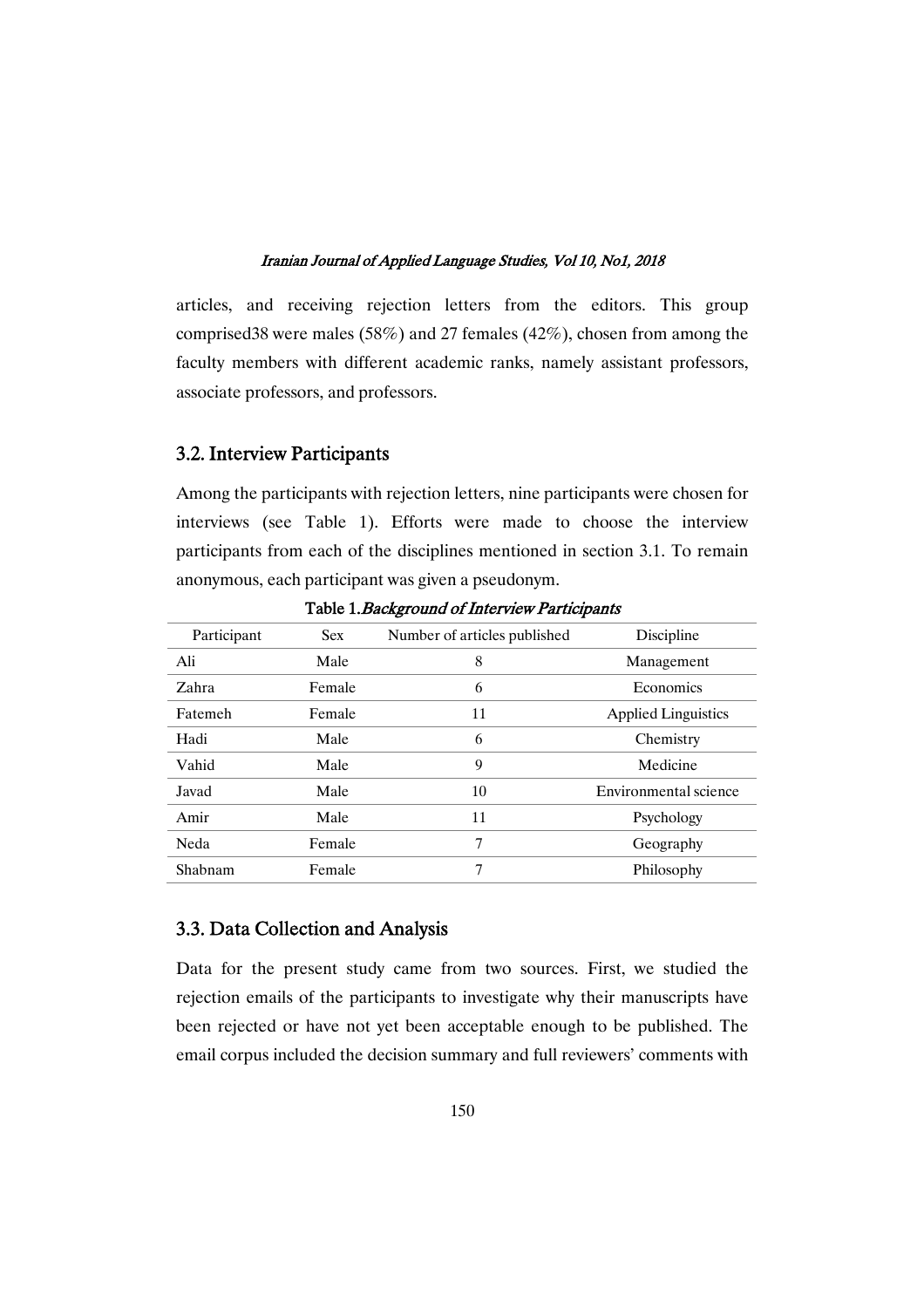articles, and receiving rejection letters from the editors. This group comprised38 were males (58%) and 27 females (42%), chosen from among the faculty members with different academic ranks, namely assistant professors, associate professors, and professors.

## 3.2. Interview Participants

Among the participants with rejection letters, nine participants were chosen for interviews (see Table 1). Efforts were made to choose the interview participants from each of the disciplines mentioned in section 3.1. To remain anonymous, each participant was given a pseudonym.

Table 1.*Background of Interview Participants*

| Participant | Sex | Number of articles published | Discipline |
|---|---|---|---|
| Ali | Male | 8 | Management |
| Zahra | Female | 6 | Economics |
| Fatemeh | Female | 11 | Applied Linguistics |
| Hadi | Male | 6 | Chemistry |
| Vahid | Male | 9 | Medicine |
| Javad | Male | 10 | Environmental science |
| Amir | Male | 11 | Psychology |
| Neda | Female | 7 | Geography |
| Shabnam | Female | 7 | Philosophy |

## 3.3. Data Collection and Analysis

Data for the present study came from two sources. First, we studied the rejection emails of the participants to investigate why their manuscripts have been rejected or have not yet been acceptable enough to be published. The email corpus included the decision summary and full reviewers' comments with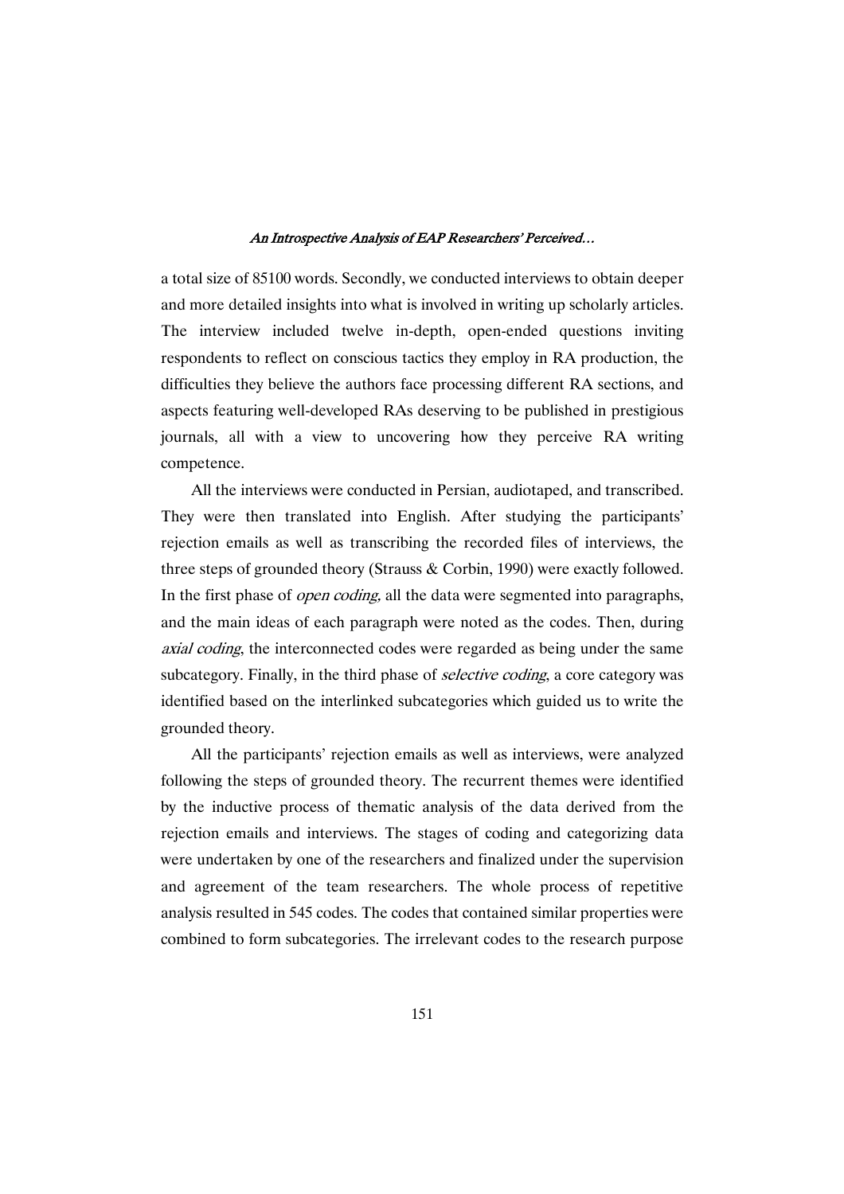a total size of 85100 words. Secondly, we conducted interviews to obtain deeper and more detailed insights into what is involved in writing up scholarly articles. The interview included twelve in-depth, open-ended questions inviting respondents to reflect on conscious tactics they employ in RA production, the difficulties they believe the authors face processing different RA sections, and aspects featuring well-developed RAs deserving to be published in prestigious journals, all with a view to uncovering how they perceive RA writing competence.

All the interviews were conducted in Persian, audiotaped, and transcribed. They were then translated into English. After studying the participants' rejection emails as well as transcribing the recorded files of interviews, the three steps of grounded theory (Strauss & Corbin, 1990) were exactly followed. In the first phase of *open coding*, all the data were segmented into paragraphs, and the main ideas of each paragraph were noted as the codes. Then, during *axial coding*, the interconnected codes were regarded as being under the same subcategory. Finally, in the third phase of *selective coding*, a core category was identified based on the interlinked subcategories which guided us to write the grounded theory.

All the participants' rejection emails as well as interviews, were analyzed following the steps of grounded theory. The recurrent themes were identified by the inductive process of thematic analysis of the data derived from the rejection emails and interviews. The stages of coding and categorizing data were undertaken by one of the researchers and finalized under the supervision and agreement of the team researchers. The whole process of repetitive analysis resulted in 545 codes. The codes that contained similar properties were combined to form subcategories. The irrelevant codes to the research purpose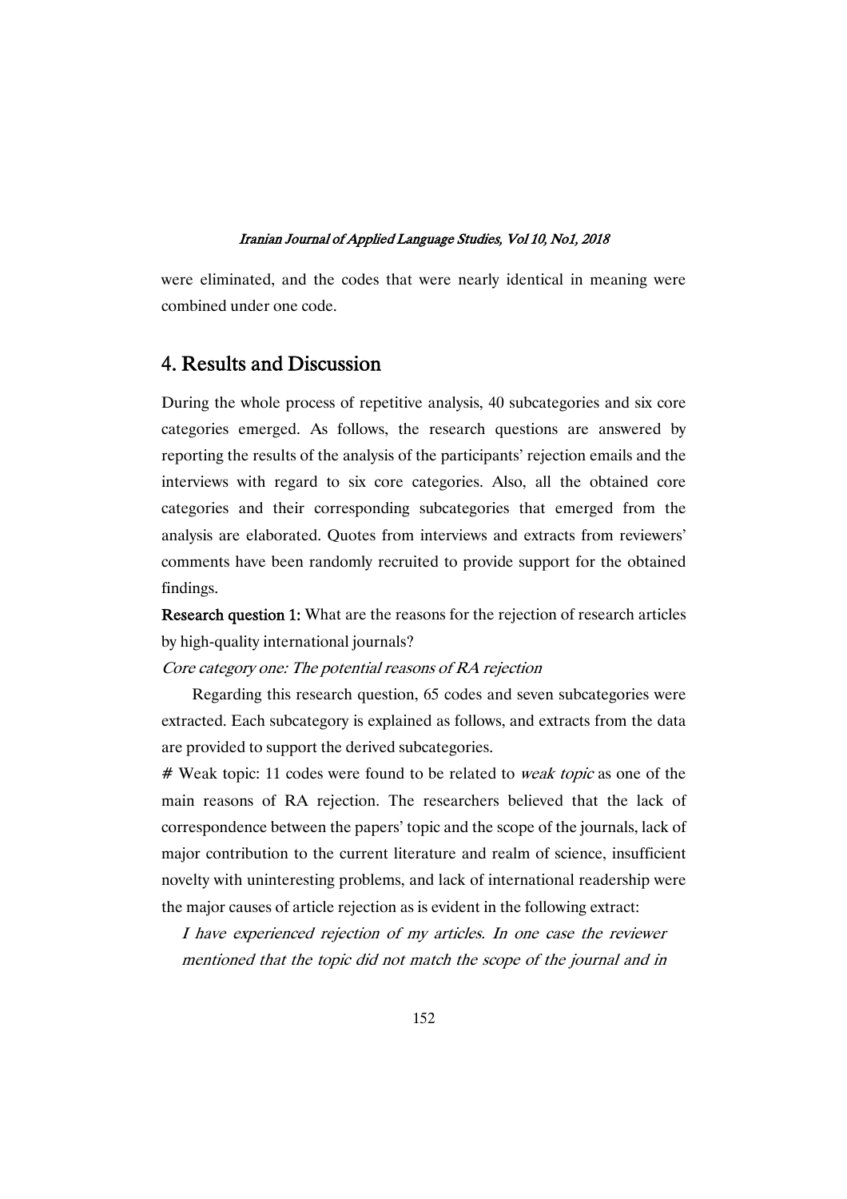were eliminated, and the codes that were nearly identical in meaning were combined under one code.

## 4. Results and Discussion

During the whole process of repetitive analysis, 40 subcategories and six core categories emerged. As follows, the research questions are answered by reporting the results of the analysis of the participants' rejection emails and the interviews with regard to six core categories. Also, all the obtained core categories and their corresponding subcategories that emerged from the analysis are elaborated. Quotes from interviews and extracts from reviewers' comments have been randomly recruited to provide support for the obtained findings.

**Research question 1:** What are the reasons for the rejection of research articles by high-quality international journals?

*Core category one: The potential reasons of RA rejection*

Regarding this research question, 65 codes and seven subcategories were extracted. Each subcategory is explained as follows, and extracts from the data are provided to support the derived subcategories.

# Weak topic: 11 codes were found to be related to *weak topic* as one of the main reasons of RA rejection. The researchers believed that the lack of correspondence between the papers' topic and the scope of the journals, lack of major contribution to the current literature and realm of science, insufficient novelty with uninteresting problems, and lack of international readership were the major causes of article rejection as is evident in the following extract:

> *I have experienced rejection of my articles. In one case the reviewer mentioned that the topic did not match the scope of the journal and in*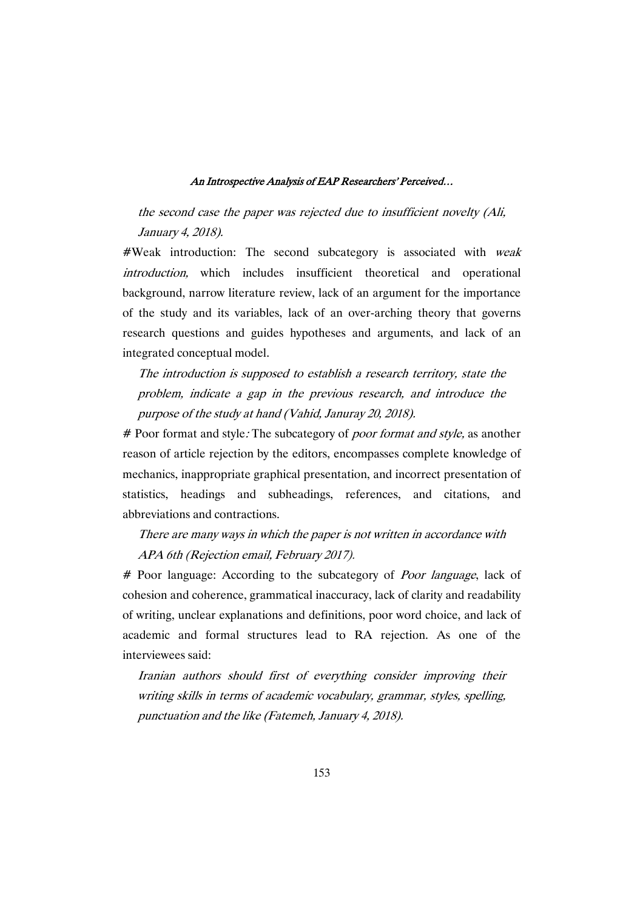*the second case the paper was rejected due to insufficient novelty (Ali, January 4, 2018).*

#Weak introduction: The second subcategory is associated with *weak introduction,* which includes insufficient theoretical and operational background, narrow literature review, lack of an argument for the importance of the study and its variables, lack of an over-arching theory that governs research questions and guides hypotheses and arguments, and lack of an integrated conceptual model.

> *The introduction is supposed to establish a research territory, state the problem, indicate a gap in the previous research, and introduce the purpose of the study at hand (Vahid, Januray 20, 2018).*

# Poor format and style*:* The subcategory of *poor format and style,* as another reason of article rejection by the editors, encompasses complete knowledge of mechanics, inappropriate graphical presentation, and incorrect presentation of statistics, headings and subheadings, references, and citations, and abbreviations and contractions.

> *There are many ways in which the paper is not written in accordance with APA 6th (Rejection email, February 2017).*

# Poor language: According to the subcategory of *Poor language*, lack of cohesion and coherence, grammatical inaccuracy, lack of clarity and readability of writing, unclear explanations and definitions, poor word choice, and lack of academic and formal structures lead to RA rejection. As one of the interviewees said:

> *Iranian authors should first of everything consider improving their writing skills in terms of academic vocabulary, grammar, styles, spelling, punctuation and the like (Fatemeh, January 4, 2018).*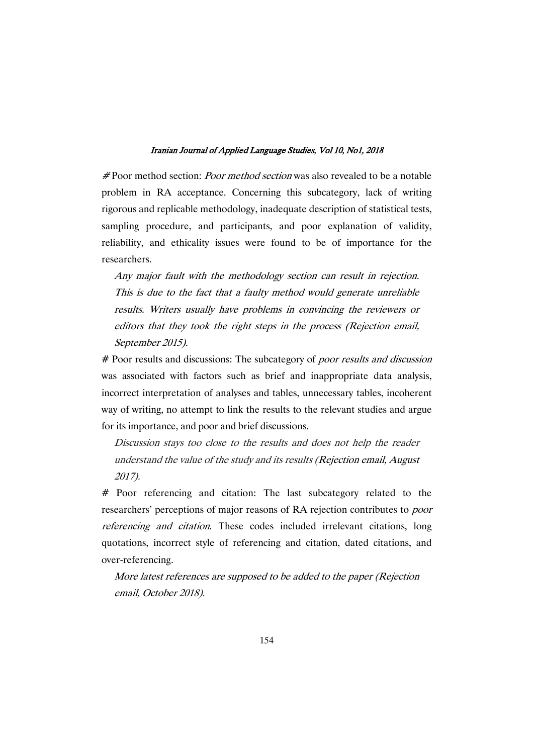# Poor method section: *Poor method section* was also revealed to be a notable problem in RA acceptance. Concerning this subcategory, lack of writing rigorous and replicable methodology, inadequate description of statistical tests, sampling procedure, and participants, and poor explanation of validity, reliability, and ethicality issues were found to be of importance for the researchers.

> *Any major fault with the methodology section can result in rejection. This is due to the fact that a faulty method would generate unreliable results. Writers usually have problems in convincing the reviewers or editors that they took the right steps in the process (Rejection email, September 2015).*

# Poor results and discussions: The subcategory of *poor results and discussion* was associated with factors such as brief and inappropriate data analysis, incorrect interpretation of analyses and tables, unnecessary tables, incoherent way of writing, no attempt to link the results to the relevant studies and argue for its importance, and poor and brief discussions.

> *Discussion stays too close to the results and does not help the reader understand the value of the study and its results (*Rejection email, August *2017).*

# Poor referencing and citation: The last subcategory related to the researchers' perceptions of major reasons of RA rejection contributes to *poor referencing and citation*. These codes included irrelevant citations, long quotations, incorrect style of referencing and citation, dated citations, and over-referencing.

> *More latest references are supposed to be added to the paper (Rejection email, October 2018).*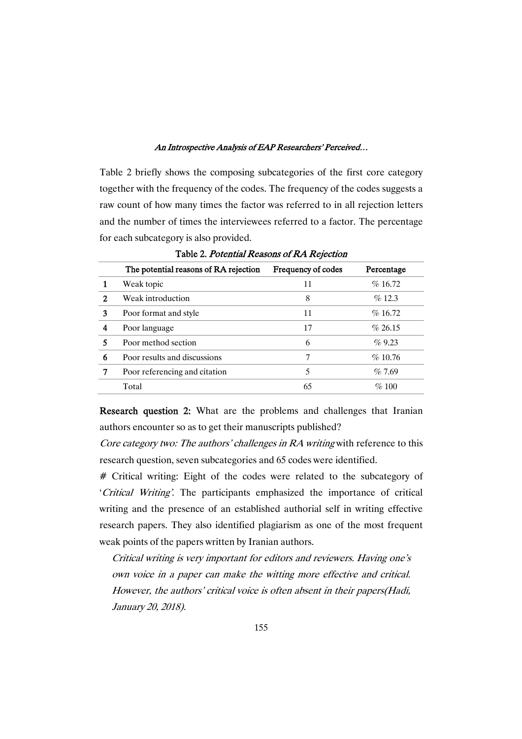Table 2 briefly shows the composing subcategories of the first core category together with the frequency of the codes. The frequency of the codes suggests a raw count of how many times the factor was referred to in all rejection letters and the number of times the interviewees referred to a factor. The percentage for each subcategory is also provided.

**Table 2.** *Potential Reasons of RA Rejection*

| | The potential reasons of RA rejection | Frequency of codes | Percentage |
|---|---|---|---|
| **1** | Weak topic | 11 | % 16.72 |
| **2** | Weak introduction | 8 | % 12.3 |
| **3** | Poor format and style | 11 | % 16.72 |
| **4** | Poor language | 17 | % 26.15 |
| **5** | Poor method section | 6 | % 9.23 |
| **6** | Poor results and discussions | 7 | % 10.76 |
| **7** | Poor referencing and citation | 5 | % 7.69 |
| | Total | 65 | % 100 |

**Research question 2:** What are the problems and challenges that Iranian authors encounter so as to get their manuscripts published?

*Core category two: The authors' challenges in RA writing* with reference to this research question, seven subcategories and 65 codes were identified.

# Critical writing: Eight of the codes were related to the subcategory of '*Critical Writing*'. The participants emphasized the importance of critical writing and the presence of an established authorial self in writing effective research papers. They also identified plagiarism as one of the most frequent weak points of the papers written by Iranian authors.

> *Critical writing is very important for editors and reviewers. Having one's own voice in a paper can make the witting more effective and critical. However, the authors' critical voice is often absent in their papers(Hadi, January 20, 2018).*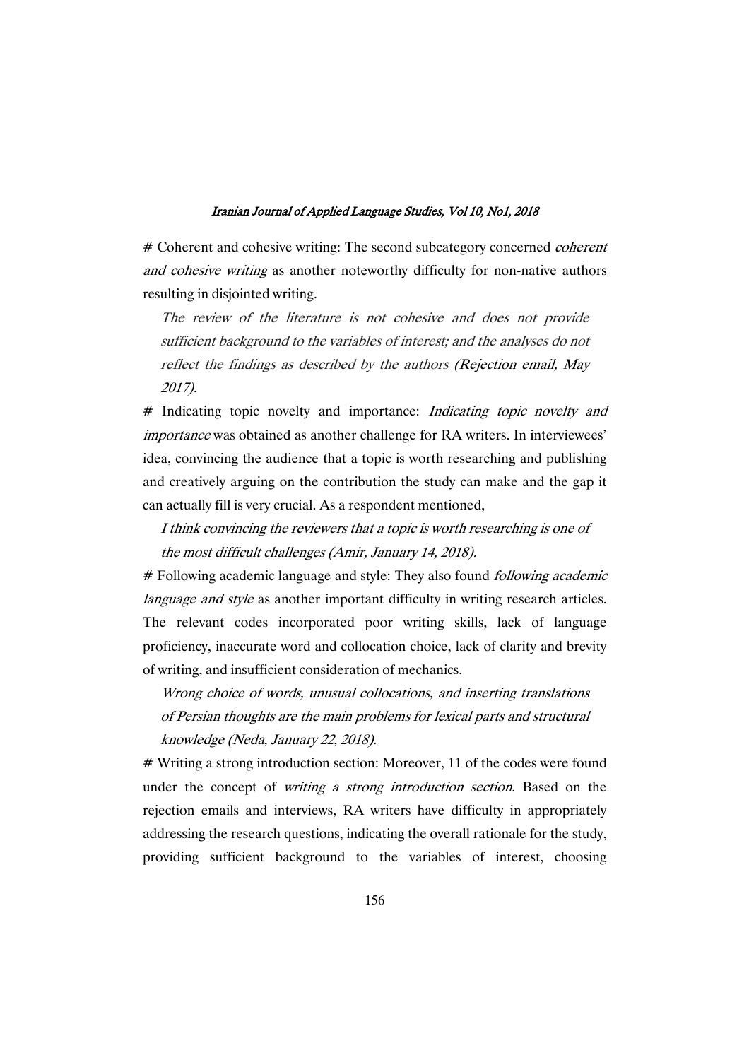# Coherent and cohesive writing: The second subcategory concerned *coherent and cohesive writing* as another noteworthy difficulty for non-native authors resulting in disjointed writing.

> *The review of the literature is not cohesive and does not provide sufficient background to the variables of interest; and the analyses do not reflect the findings as described by the authors (Rejection email, May 2017).*

# Indicating topic novelty and importance: *Indicating topic novelty and importance* was obtained as another challenge for RA writers. In interviewees' idea, convincing the audience that a topic is worth researching and publishing and creatively arguing on the contribution the study can make and the gap it can actually fill is very crucial. As a respondent mentioned,

> *I think convincing the reviewers that a topic is worth researching is one of the most difficult challenges (Amir, January 14, 2018).*

# Following academic language and style: They also found *following academic language and style* as another important difficulty in writing research articles. The relevant codes incorporated poor writing skills, lack of language proficiency, inaccurate word and collocation choice, lack of clarity and brevity of writing, and insufficient consideration of mechanics.

> *Wrong choice of words, unusual collocations, and inserting translations of Persian thoughts are the main problems for lexical parts and structural knowledge (Neda, January 22, 2018).*

# Writing a strong introduction section: Moreover, 11 of the codes were found under the concept of *writing a strong introduction section*. Based on the rejection emails and interviews, RA writers have difficulty in appropriately addressing the research questions, indicating the overall rationale for the study, providing sufficient background to the variables of interest, choosing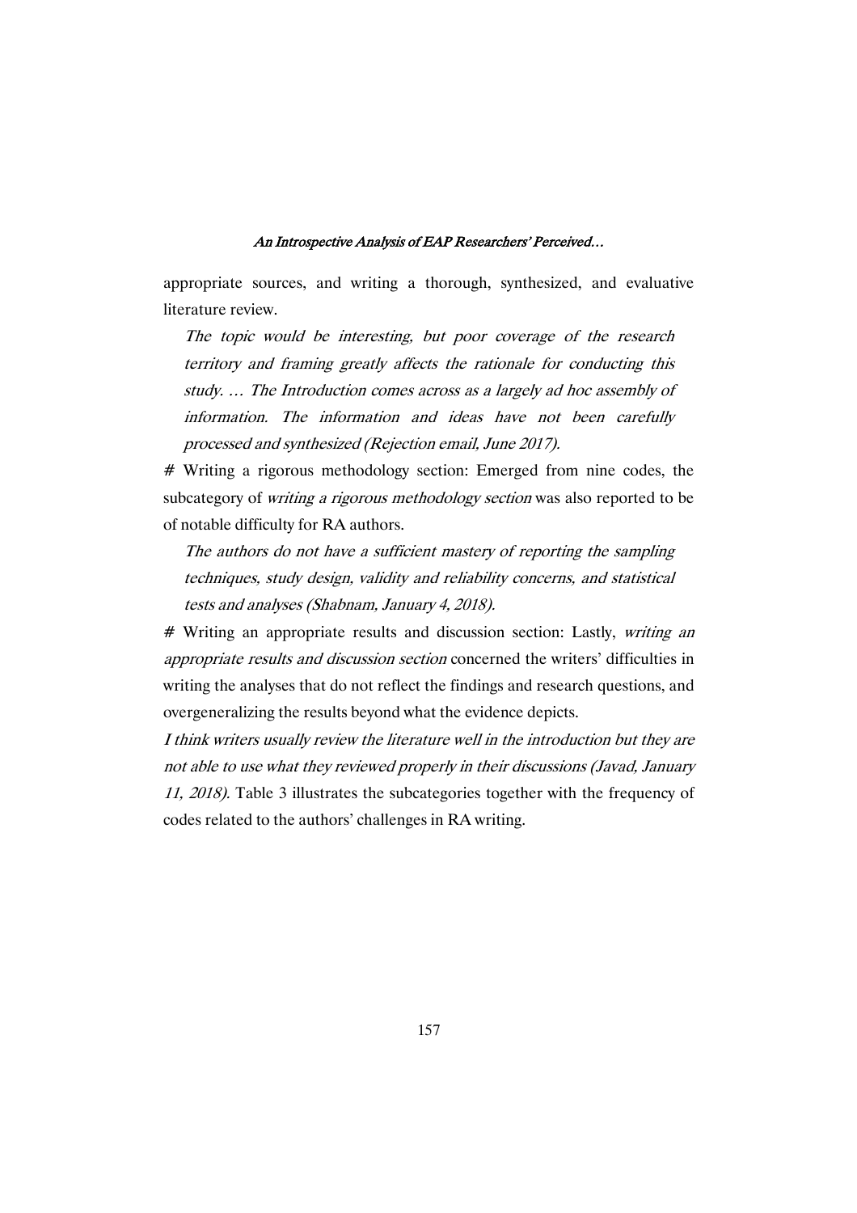appropriate sources, and writing a thorough, synthesized, and evaluative literature review.

> *The topic would be interesting, but poor coverage of the research territory and framing greatly affects the rationale for conducting this study. … The Introduction comes across as a largely ad hoc assembly of information. The information and ideas have not been carefully processed and synthesized (Rejection email, June 2017).*

# Writing a rigorous methodology section: Emerged from nine codes, the subcategory of *writing a rigorous methodology section* was also reported to be of notable difficulty for RA authors.

> *The authors do not have a sufficient mastery of reporting the sampling techniques, study design, validity and reliability concerns, and statistical tests and analyses (Shabnam, January 4, 2018).*

# Writing an appropriate results and discussion section: Lastly, *writing an appropriate results and discussion section* concerned the writers' difficulties in writing the analyses that do not reflect the findings and research questions, and overgeneralizing the results beyond what the evidence depicts.

*I think writers usually review the literature well in the introduction but they are not able to use what they reviewed properly in their discussions (Javad, January 11, 2018).* Table 3 illustrates the subcategories together with the frequency of codes related to the authors' challenges in RA writing.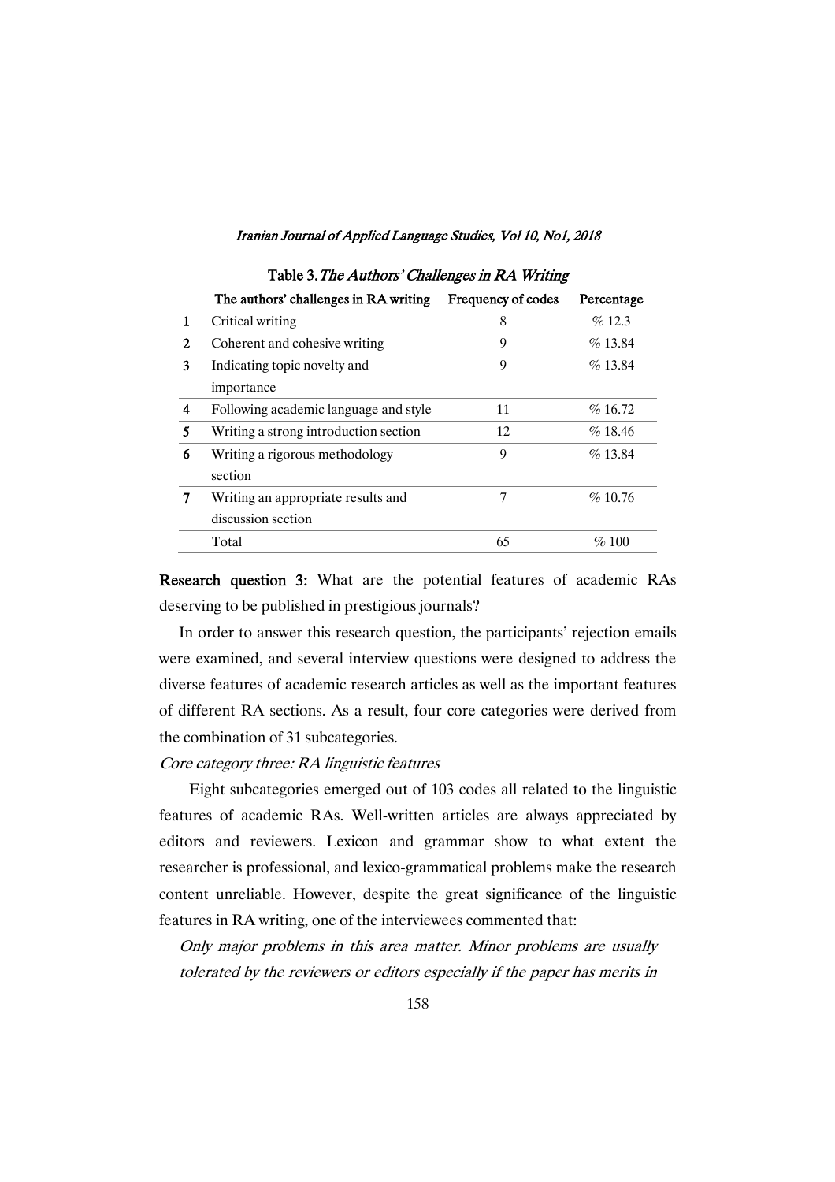Table 3. *The Authors' Challenges in RA Writing*

| | The authors' challenges in RA writing | Frequency of codes | Percentage |
|---|---|---|---|
| 1 | Critical writing | 8 | % 12.3 |
| 2 | Coherent and cohesive writing | 9 | % 13.84 |
| 3 | Indicating topic novelty and importance | 9 | % 13.84 |
| 4 | Following academic language and style | 11 | % 16.72 |
| 5 | Writing a strong introduction section | 12 | % 18.46 |
| 6 | Writing a rigorous methodology section | 9 | % 13.84 |
| 7 | Writing an appropriate results and discussion section | 7 | % 10.76 |
| | Total | 65 | % 100 |

**Research question 3:** What are the potential features of academic RAs deserving to be published in prestigious journals?

In order to answer this research question, the participants' rejection emails were examined, and several interview questions were designed to address the diverse features of academic research articles as well as the important features of different RA sections. As a result, four core categories were derived from the combination of 31 subcategories.

*Core category three: RA linguistic features*

Eight subcategories emerged out of 103 codes all related to the linguistic features of academic RAs. Well-written articles are always appreciated by editors and reviewers. Lexicon and grammar show to what extent the researcher is professional, and lexico-grammatical problems make the research content unreliable. However, despite the great significance of the linguistic features in RA writing, one of the interviewees commented that:

*Only major problems in this area matter. Minor problems are usually tolerated by the reviewers or editors especially if the paper has merits in*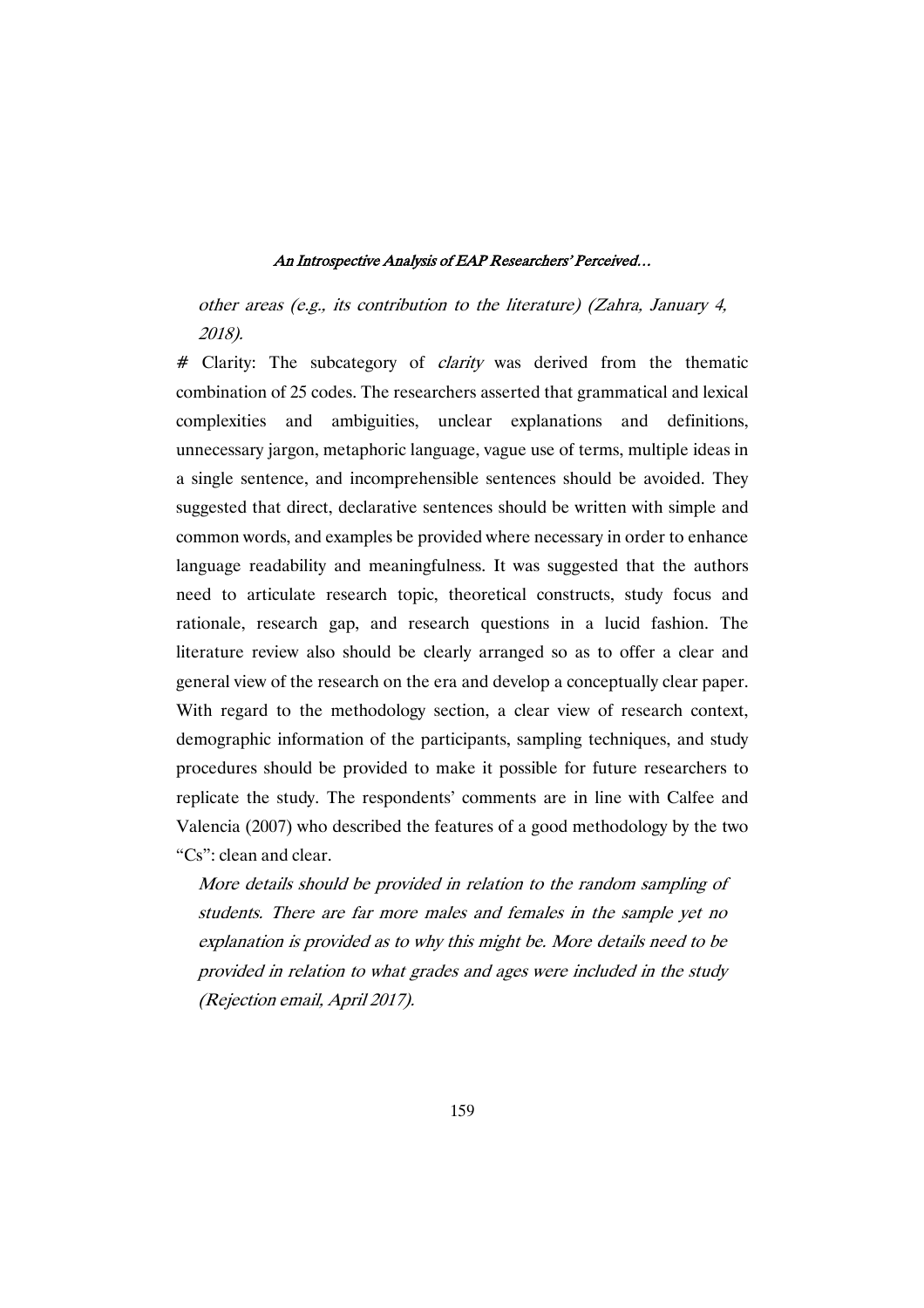*other areas (e.g., its contribution to the literature) (Zahra, January 4, 2018).*

# Clarity: The subcategory of *clarity* was derived from the thematic combination of 25 codes. The researchers asserted that grammatical and lexical complexities and ambiguities, unclear explanations and definitions, unnecessary jargon, metaphoric language, vague use of terms, multiple ideas in a single sentence, and incomprehensible sentences should be avoided. They suggested that direct, declarative sentences should be written with simple and common words, and examples be provided where necessary in order to enhance language readability and meaningfulness. It was suggested that the authors need to articulate research topic, theoretical constructs, study focus and rationale, research gap, and research questions in a lucid fashion. The literature review also should be clearly arranged so as to offer a clear and general view of the research on the era and develop a conceptually clear paper. With regard to the methodology section, a clear view of research context, demographic information of the participants, sampling techniques, and study procedures should be provided to make it possible for future researchers to replicate the study. The respondents' comments are in line with Calfee and Valencia (2007) who described the features of a good methodology by the two "Cs": clean and clear.

*More details should be provided in relation to the random sampling of students. There are far more males and females in the sample yet no explanation is provided as to why this might be. More details need to be provided in relation to what grades and ages were included in the study (Rejection email, April 2017).*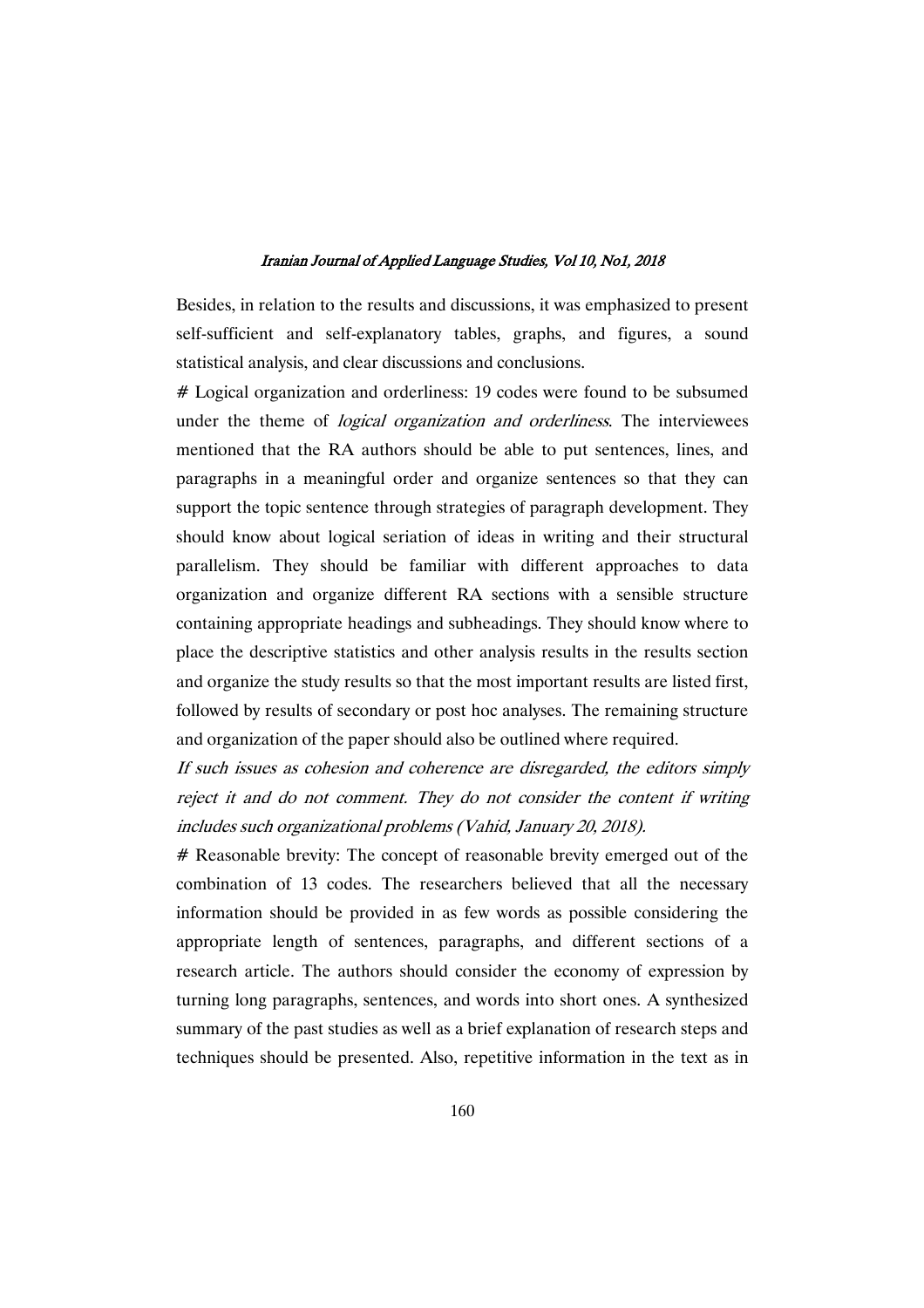Besides, in relation to the results and discussions, it was emphasized to present self-sufficient and self-explanatory tables, graphs, and figures, a sound statistical analysis, and clear discussions and conclusions.

# Logical organization and orderliness: 19 codes were found to be subsumed under the theme of *logical organization and orderliness*. The interviewees mentioned that the RA authors should be able to put sentences, lines, and paragraphs in a meaningful order and organize sentences so that they can support the topic sentence through strategies of paragraph development. They should know about logical seriation of ideas in writing and their structural parallelism. They should be familiar with different approaches to data organization and organize different RA sections with a sensible structure containing appropriate headings and subheadings. They should know where to place the descriptive statistics and other analysis results in the results section and organize the study results so that the most important results are listed first, followed by results of secondary or post hoc analyses. The remaining structure and organization of the paper should also be outlined where required.

*If such issues as cohesion and coherence are disregarded, the editors simply reject it and do not comment. They do not consider the content if writing includes such organizational problems (Vahid, January 20, 2018).*

# Reasonable brevity: The concept of reasonable brevity emerged out of the combination of 13 codes. The researchers believed that all the necessary information should be provided in as few words as possible considering the appropriate length of sentences, paragraphs, and different sections of a research article. The authors should consider the economy of expression by turning long paragraphs, sentences, and words into short ones. A synthesized summary of the past studies as well as a brief explanation of research steps and techniques should be presented. Also, repetitive information in the text as in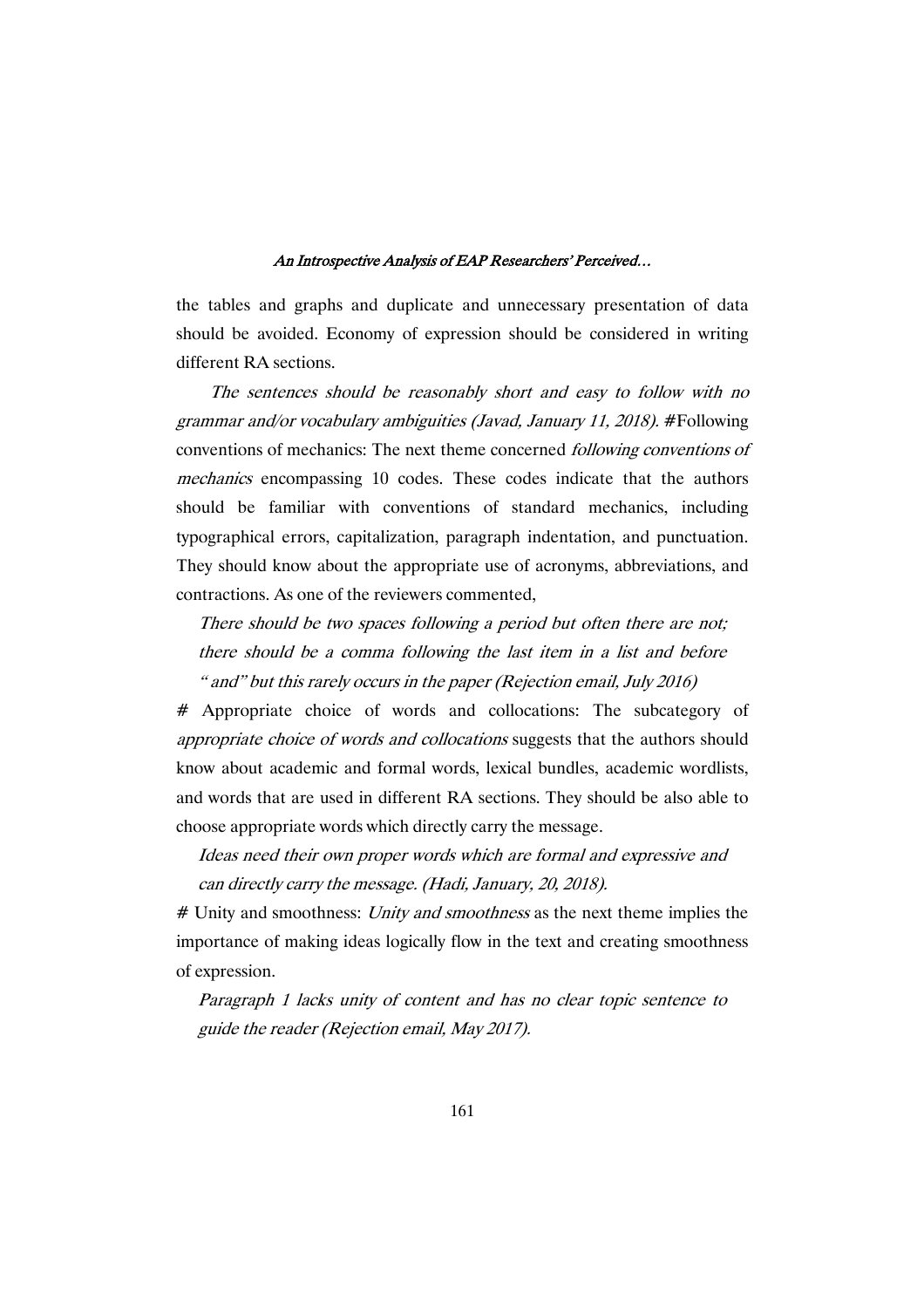the tables and graphs and duplicate and unnecessary presentation of data should be avoided. Economy of expression should be considered in writing different RA sections.

*The sentences should be reasonably short and easy to follow with no grammar and/or vocabulary ambiguities (Javad, January 11, 2018).* #Following conventions of mechanics: The next theme concerned *following conventions of mechanics* encompassing 10 codes. These codes indicate that the authors should be familiar with conventions of standard mechanics, including typographical errors, capitalization, paragraph indentation, and punctuation. They should know about the appropriate use of acronyms, abbreviations, and contractions. As one of the reviewers commented,

> *There should be two spaces following a period but often there are not; there should be a comma following the last item in a list and before "and" but this rarely occurs in the paper (Rejection email, July 2016)*

# Appropriate choice of words and collocations: The subcategory of *appropriate choice of words and collocations* suggests that the authors should know about academic and formal words, lexical bundles, academic wordlists, and words that are used in different RA sections. They should be also able to choose appropriate words which directly carry the message.

> *Ideas need their own proper words which are formal and expressive and can directly carry the message. (Hadi, January, 20, 2018).*

# Unity and smoothness: *Unity and smoothness* as the next theme implies the importance of making ideas logically flow in the text and creating smoothness of expression.

> *Paragraph 1 lacks unity of content and has no clear topic sentence to guide the reader (Rejection email, May 2017).*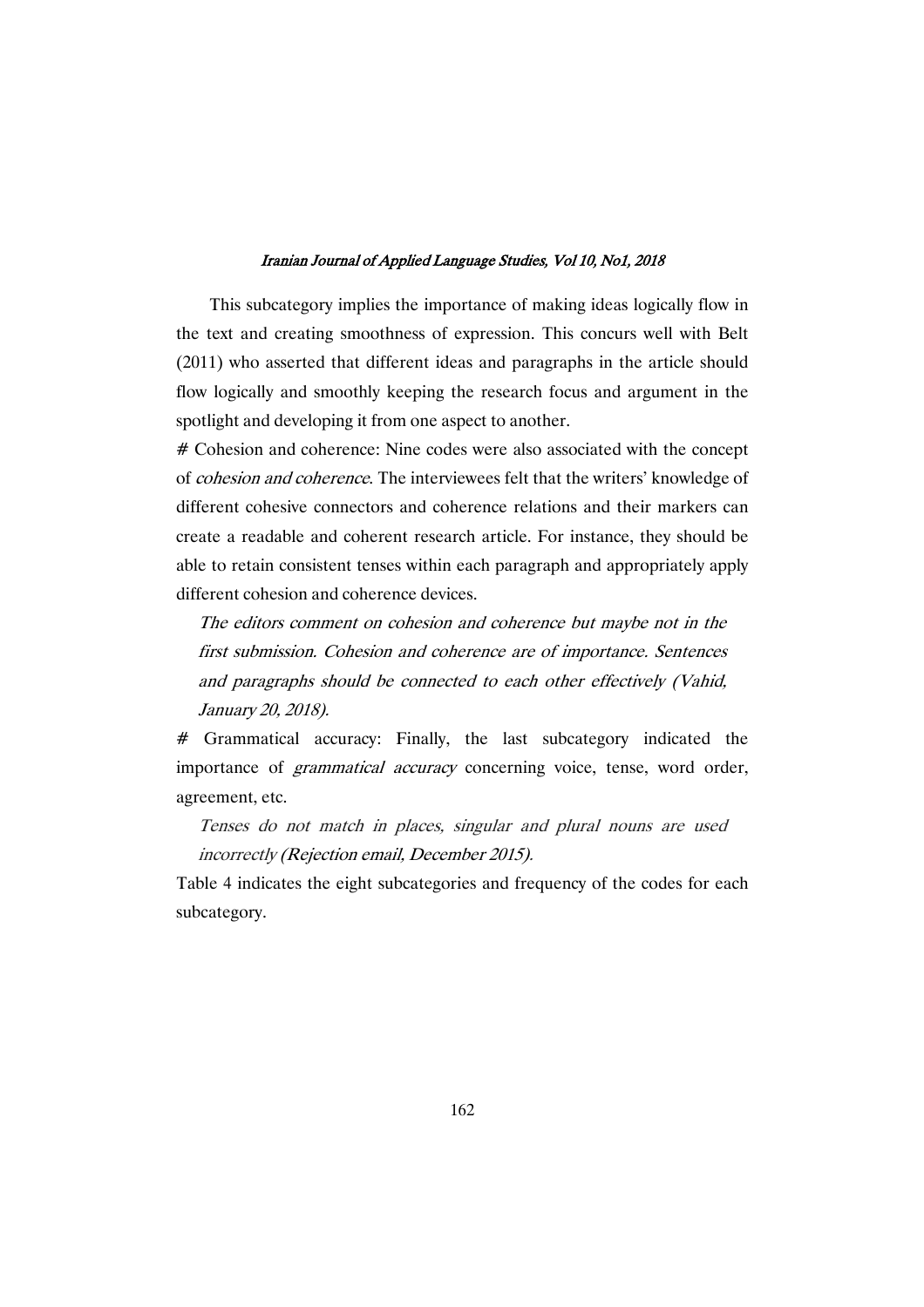This subcategory implies the importance of making ideas logically flow in the text and creating smoothness of expression. This concurs well with Belt (2011) who asserted that different ideas and paragraphs in the article should flow logically and smoothly keeping the research focus and argument in the spotlight and developing it from one aspect to another.

# Cohesion and coherence: Nine codes were also associated with the concept of *cohesion and coherence*. The interviewees felt that the writers' knowledge of different cohesive connectors and coherence relations and their markers can create a readable and coherent research article. For instance, they should be able to retain consistent tenses within each paragraph and appropriately apply different cohesion and coherence devices.

> *The editors comment on cohesion and coherence but maybe not in the first submission. Cohesion and coherence are of importance. Sentences and paragraphs should be connected to each other effectively (Vahid, January 20, 2018).*

# Grammatical accuracy: Finally, the last subcategory indicated the importance of *grammatical accuracy* concerning voice, tense, word order, agreement, etc.

> *Tenses do not match in places, singular and plural nouns are used incorrectly (Rejection email, December 2015).*

Table 4 indicates the eight subcategories and frequency of the codes for each subcategory.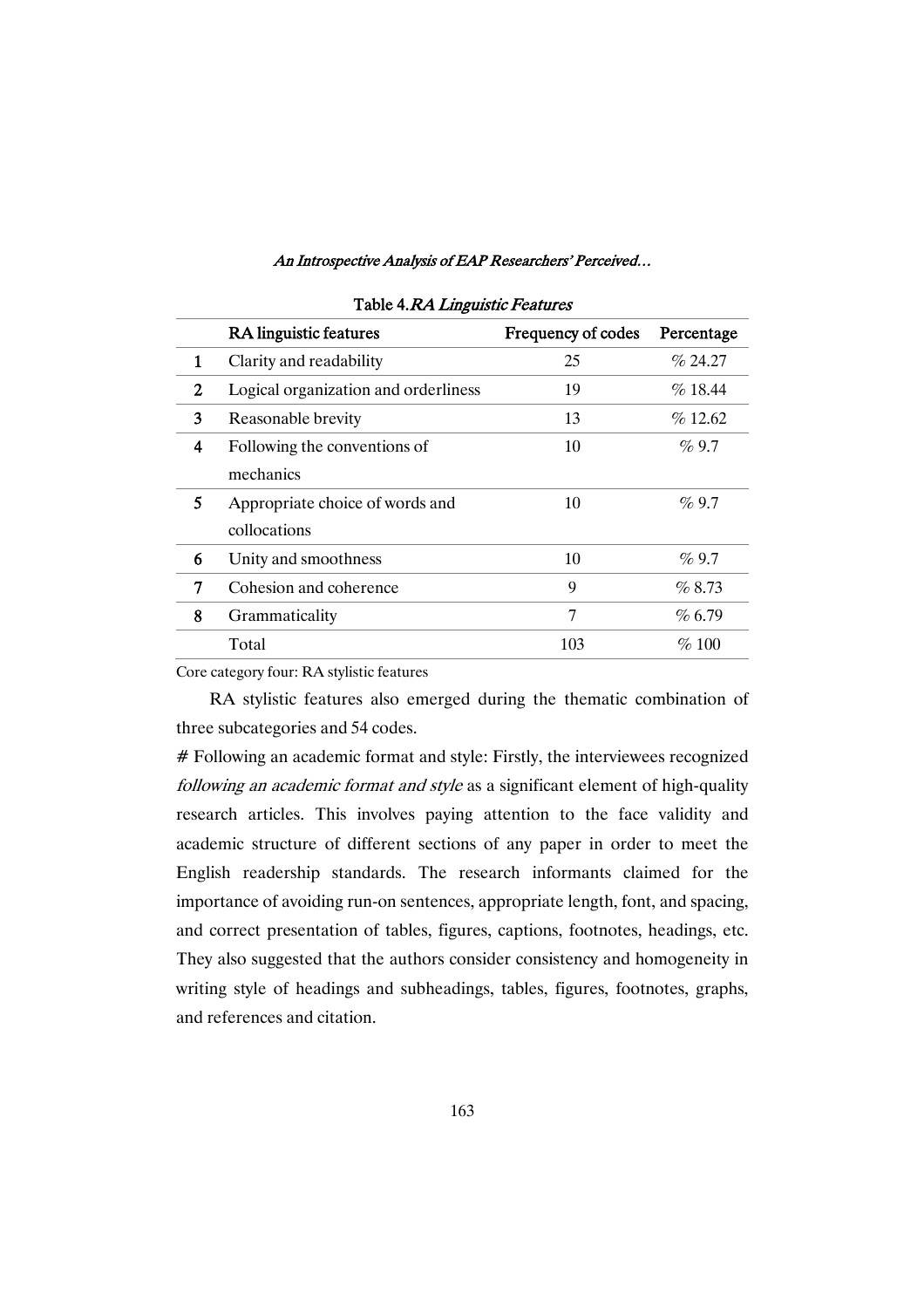Table 4. *RA Linguistic Features*

| | RA linguistic features | Frequency of codes | Percentage |
|---|---|---|---|
| 1 | Clarity and readability | 25 | % 24.27 |
| 2 | Logical organization and orderliness | 19 | % 18.44 |
| 3 | Reasonable brevity | 13 | % 12.62 |
| 4 | Following the conventions of mechanics | 10 | % 9.7 |
| 5 | Appropriate choice of words and collocations | 10 | % 9.7 |
| 6 | Unity and smoothness | 10 | % 9.7 |
| 7 | Cohesion and coherence | 9 | % 8.73 |
| 8 | Grammaticality | 7 | % 6.79 |
| | Total | 103 | % 100 |

Core category four: RA stylistic features

RA stylistic features also emerged during the thematic combination of three subcategories and 54 codes.

# Following an academic format and style: Firstly, the interviewees recognized *following an academic format and style* as a significant element of high-quality research articles. This involves paying attention to the face validity and academic structure of different sections of any paper in order to meet the English readership standards. The research informants claimed for the importance of avoiding run-on sentences, appropriate length, font, and spacing, and correct presentation of tables, figures, captions, footnotes, headings, etc. They also suggested that the authors consider consistency and homogeneity in writing style of headings and subheadings, tables, figures, footnotes, graphs, and references and citation.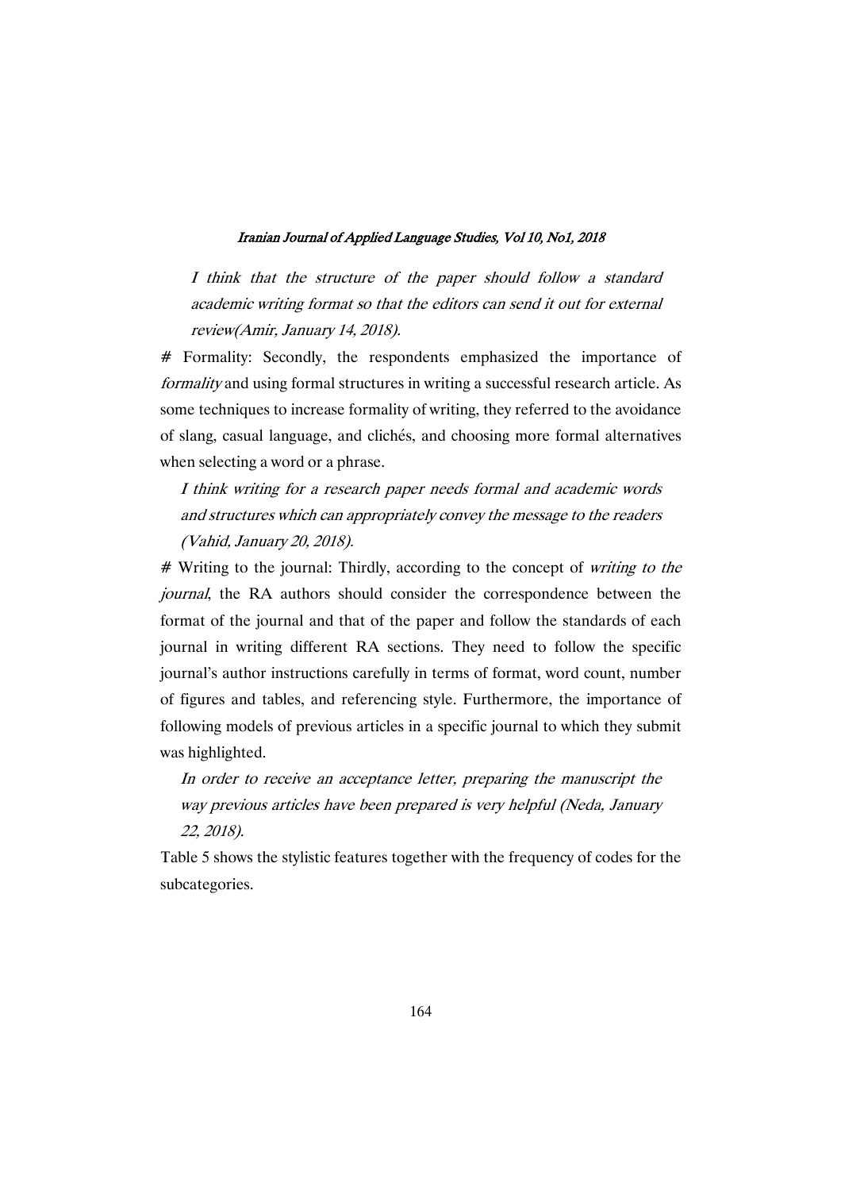> *I think that the structure of the paper should follow a standard academic writing format so that the editors can send it out for external review(Amir, January 14, 2018).*

# Formality: Secondly, the respondents emphasized the importance of *formality* and using formal structures in writing a successful research article. As some techniques to increase formality of writing, they referred to the avoidance of slang, casual language, and clichés, and choosing more formal alternatives when selecting a word or a phrase.

> *I think writing for a research paper needs formal and academic words and structures which can appropriately convey the message to the readers (Vahid, January 20, 2018).*

# Writing to the journal: Thirdly, according to the concept of *writing to the journal*, the RA authors should consider the correspondence between the format of the journal and that of the paper and follow the standards of each journal in writing different RA sections. They need to follow the specific journal's author instructions carefully in terms of format, word count, number of figures and tables, and referencing style. Furthermore, the importance of following models of previous articles in a specific journal to which they submit was highlighted.

> *In order to receive an acceptance letter, preparing the manuscript the way previous articles have been prepared is very helpful (Neda, January 22, 2018).*

Table 5 shows the stylistic features together with the frequency of codes for the subcategories.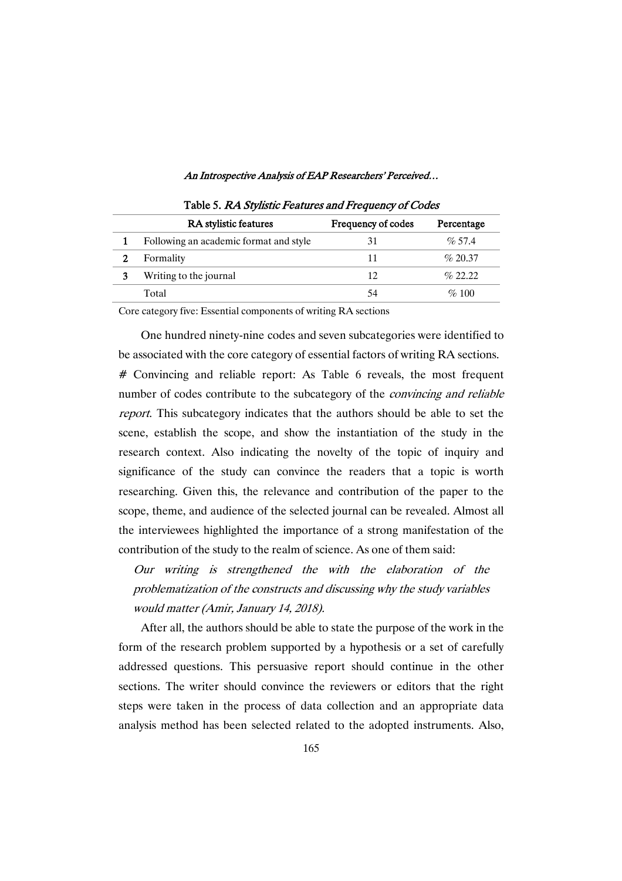Table 5. *RA Stylistic Features and Frequency of Codes*

| | RA stylistic features | Frequency of codes | Percentage |
|---|---|---|---|
| 1 | Following an academic format and style | 31 | % 57.4 |
| 2 | Formality | 11 | % 20.37 |
| 3 | Writing to the journal | 12 | % 22.22 |
| | Total | 54 | % 100 |

Core category five: Essential components of writing RA sections

One hundred ninety-nine codes and seven subcategories were identified to be associated with the core category of essential factors of writing RA sections.

# Convincing and reliable report: As Table 6 reveals, the most frequent number of codes contribute to the subcategory of the *convincing and reliable report*. This subcategory indicates that the authors should be able to set the scene, establish the scope, and show the instantiation of the study in the research context. Also indicating the novelty of the topic of inquiry and significance of the study can convince the readers that a topic is worth researching. Given this, the relevance and contribution of the paper to the scope, theme, and audience of the selected journal can be revealed. Almost all the interviewees highlighted the importance of a strong manifestation of the contribution of the study to the realm of science. As one of them said:

> *Our writing is strengthened the with the elaboration of the problematization of the constructs and discussing why the study variables would matter (Amir, January 14, 2018).*

After all, the authors should be able to state the purpose of the work in the form of the research problem supported by a hypothesis or a set of carefully addressed questions. This persuasive report should continue in the other sections. The writer should convince the reviewers or editors that the right steps were taken in the process of data collection and an appropriate data analysis method has been selected related to the adopted instruments. Also,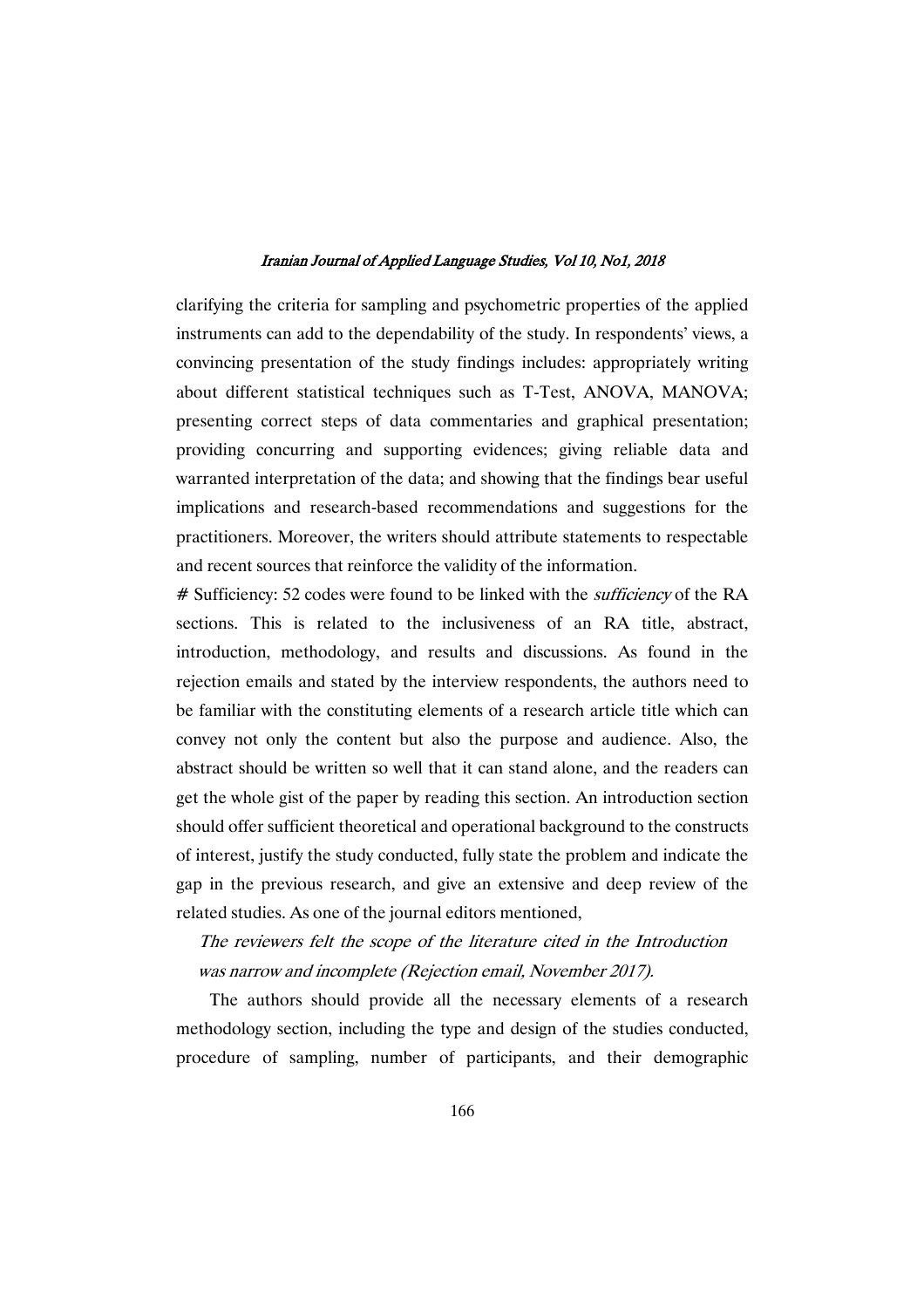clarifying the criteria for sampling and psychometric properties of the applied instruments can add to the dependability of the study. In respondents' views, a convincing presentation of the study findings includes: appropriately writing about different statistical techniques such as T-Test, ANOVA, MANOVA; presenting correct steps of data commentaries and graphical presentation; providing concurring and supporting evidences; giving reliable data and warranted interpretation of the data; and showing that the findings bear useful implications and research-based recommendations and suggestions for the practitioners. Moreover, the writers should attribute statements to respectable and recent sources that reinforce the validity of the information.

# Sufficiency: 52 codes were found to be linked with the *sufficiency* of the RA sections. This is related to the inclusiveness of an RA title, abstract, introduction, methodology, and results and discussions. As found in the rejection emails and stated by the interview respondents, the authors need to be familiar with the constituting elements of a research article title which can convey not only the content but also the purpose and audience. Also, the abstract should be written so well that it can stand alone, and the readers can get the whole gist of the paper by reading this section. An introduction section should offer sufficient theoretical and operational background to the constructs of interest, justify the study conducted, fully state the problem and indicate the gap in the previous research, and give an extensive and deep review of the related studies. As one of the journal editors mentioned,

> *The reviewers felt the scope of the literature cited in the Introduction was narrow and incomplete (Rejection email, November 2017).*

The authors should provide all the necessary elements of a research methodology section, including the type and design of the studies conducted, procedure of sampling, number of participants, and their demographic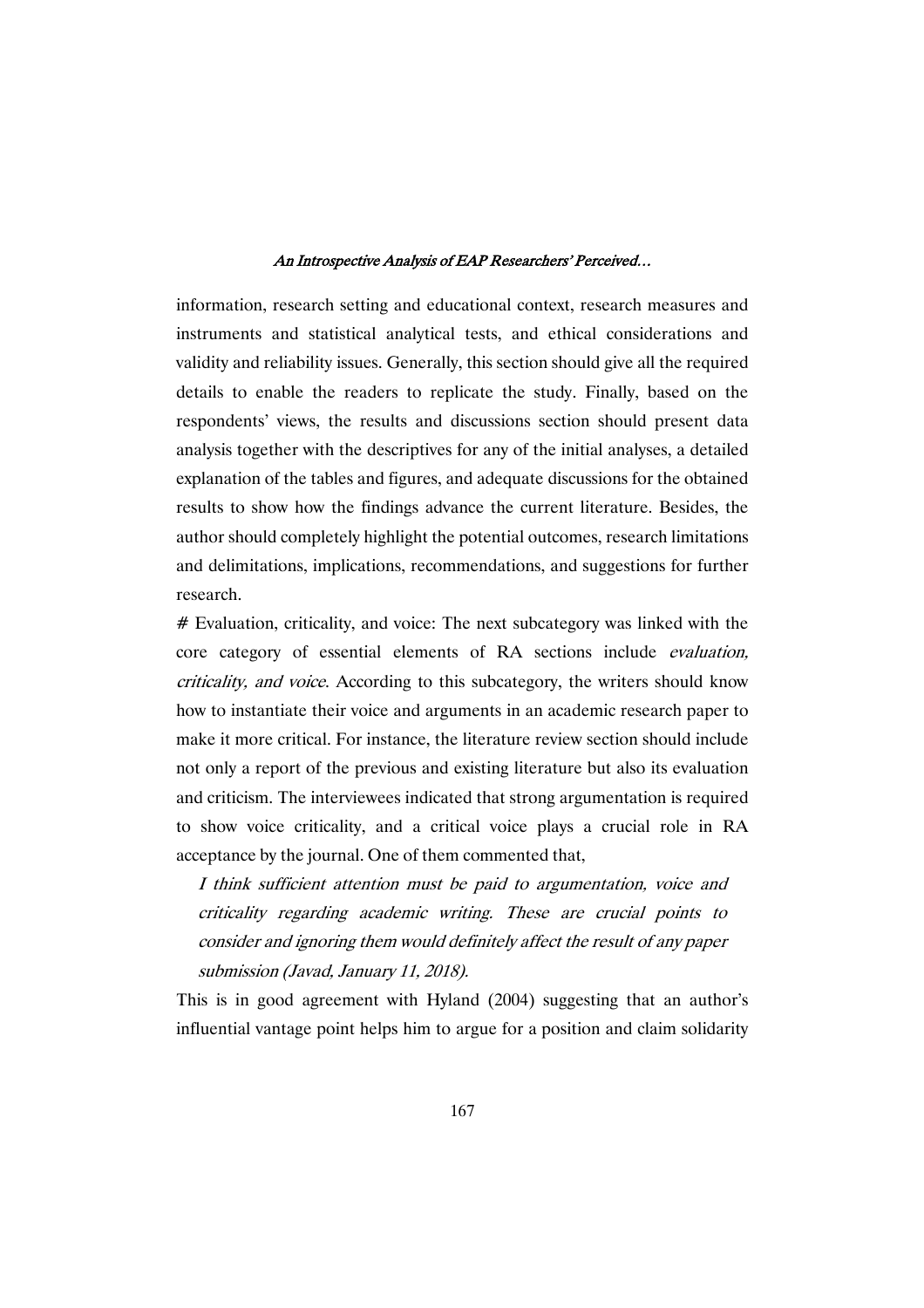information, research setting and educational context, research measures and instruments and statistical analytical tests, and ethical considerations and validity and reliability issues. Generally, this section should give all the required details to enable the readers to replicate the study. Finally, based on the respondents' views, the results and discussions section should present data analysis together with the descriptives for any of the initial analyses, a detailed explanation of the tables and figures, and adequate discussions for the obtained results to show how the findings advance the current literature. Besides, the author should completely highlight the potential outcomes, research limitations and delimitations, implications, recommendations, and suggestions for further research.

# Evaluation, criticality, and voice: The next subcategory was linked with the core category of essential elements of RA sections include *evaluation, criticality, and voice*. According to this subcategory, the writers should know how to instantiate their voice and arguments in an academic research paper to make it more critical. For instance, the literature review section should include not only a report of the previous and existing literature but also its evaluation and criticism. The interviewees indicated that strong argumentation is required to show voice criticality, and a critical voice plays a crucial role in RA acceptance by the journal. One of them commented that,

> *I think sufficient attention must be paid to argumentation, voice and criticality regarding academic writing. These are crucial points to consider and ignoring them would definitely affect the result of any paper submission (Javad, January 11, 2018).*

This is in good agreement with Hyland (2004) suggesting that an author's influential vantage point helps him to argue for a position and claim solidarity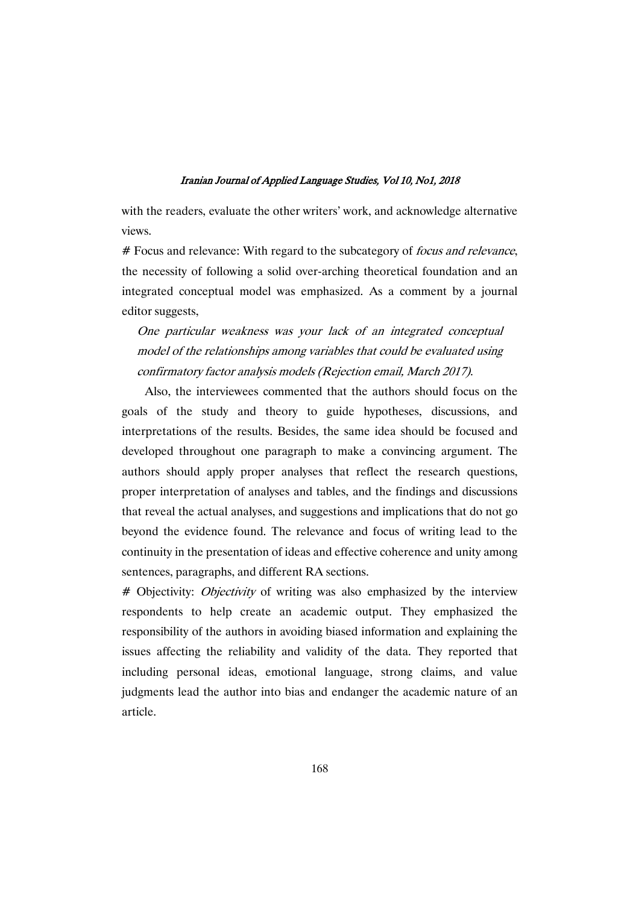with the readers, evaluate the other writers' work, and acknowledge alternative views.

# Focus and relevance: With regard to the subcategory of *focus and relevance*, the necessity of following a solid over-arching theoretical foundation and an integrated conceptual model was emphasized. As a comment by a journal editor suggests,

> *One particular weakness was your lack of an integrated conceptual model of the relationships among variables that could be evaluated using confirmatory factor analysis models (Rejection email, March 2017).*

Also, the interviewees commented that the authors should focus on the goals of the study and theory to guide hypotheses, discussions, and interpretations of the results. Besides, the same idea should be focused and developed throughout one paragraph to make a convincing argument. The authors should apply proper analyses that reflect the research questions, proper interpretation of analyses and tables, and the findings and discussions that reveal the actual analyses, and suggestions and implications that do not go beyond the evidence found. The relevance and focus of writing lead to the continuity in the presentation of ideas and effective coherence and unity among sentences, paragraphs, and different RA sections.

# Objectivity: *Objectivity* of writing was also emphasized by the interview respondents to help create an academic output. They emphasized the responsibility of the authors in avoiding biased information and explaining the issues affecting the reliability and validity of the data. They reported that including personal ideas, emotional language, strong claims, and value judgments lead the author into bias and endanger the academic nature of an article.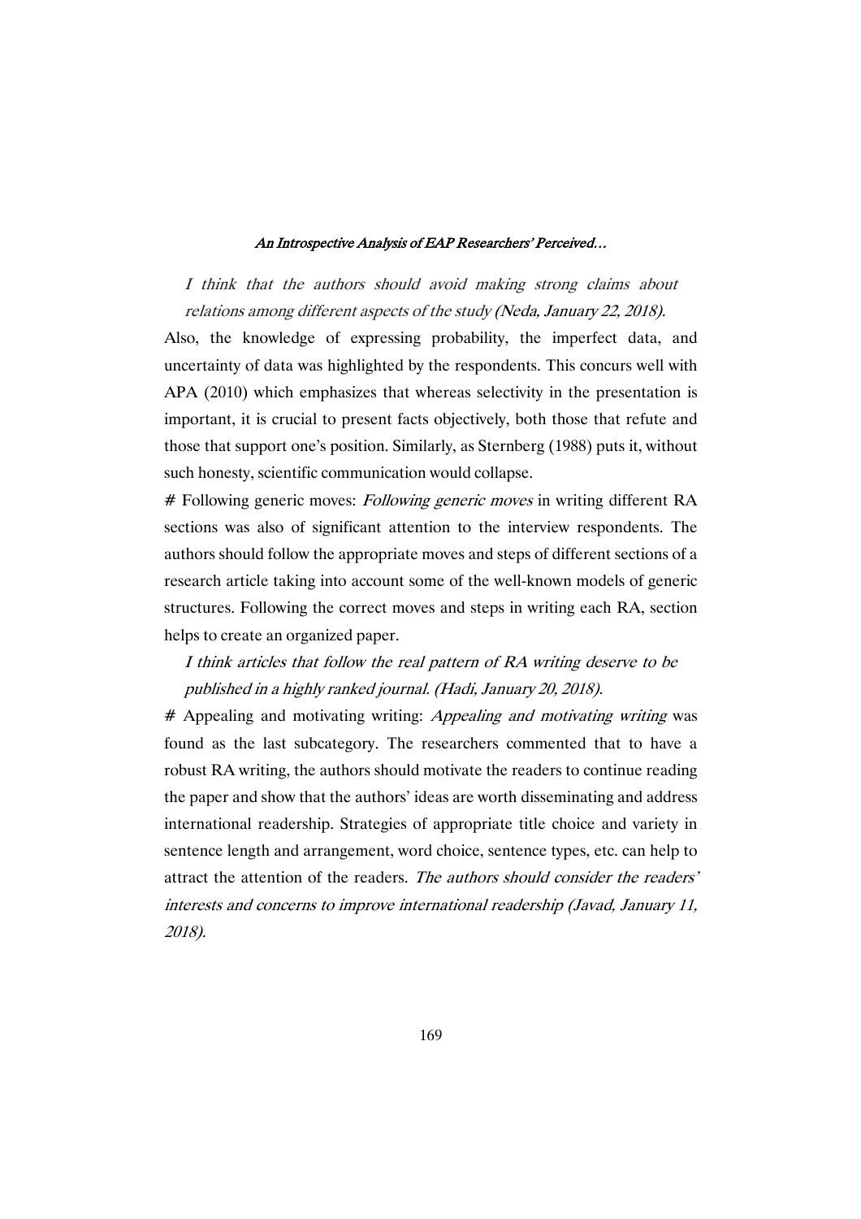*I think that the authors should avoid making strong claims about relations among different aspects of the study* (Neda, January 22, 2018).

Also, the knowledge of expressing probability, the imperfect data, and uncertainty of data was highlighted by the respondents. This concurs well with APA (2010) which emphasizes that whereas selectivity in the presentation is important, it is crucial to present facts objectively, both those that refute and those that support one's position. Similarly, as Sternberg (1988) puts it, without such honesty, scientific communication would collapse.

# Following generic moves: *Following generic moves* in writing different RA sections was also of significant attention to the interview respondents. The authors should follow the appropriate moves and steps of different sections of a research article taking into account some of the well-known models of generic structures. Following the correct moves and steps in writing each RA, section helps to create an organized paper.

*I think articles that follow the real pattern of RA writing deserve to be published in a highly ranked journal. (Hadi, January 20, 2018).*

# Appealing and motivating writing: *Appealing and motivating writing* was found as the last subcategory. The researchers commented that to have a robust RA writing, the authors should motivate the readers to continue reading the paper and show that the authors' ideas are worth disseminating and address international readership. Strategies of appropriate title choice and variety in sentence length and arrangement, word choice, sentence types, etc. can help to attract the attention of the readers. *The authors should consider the readers' interests and concerns to improve international readership (Javad, January 11, 2018).*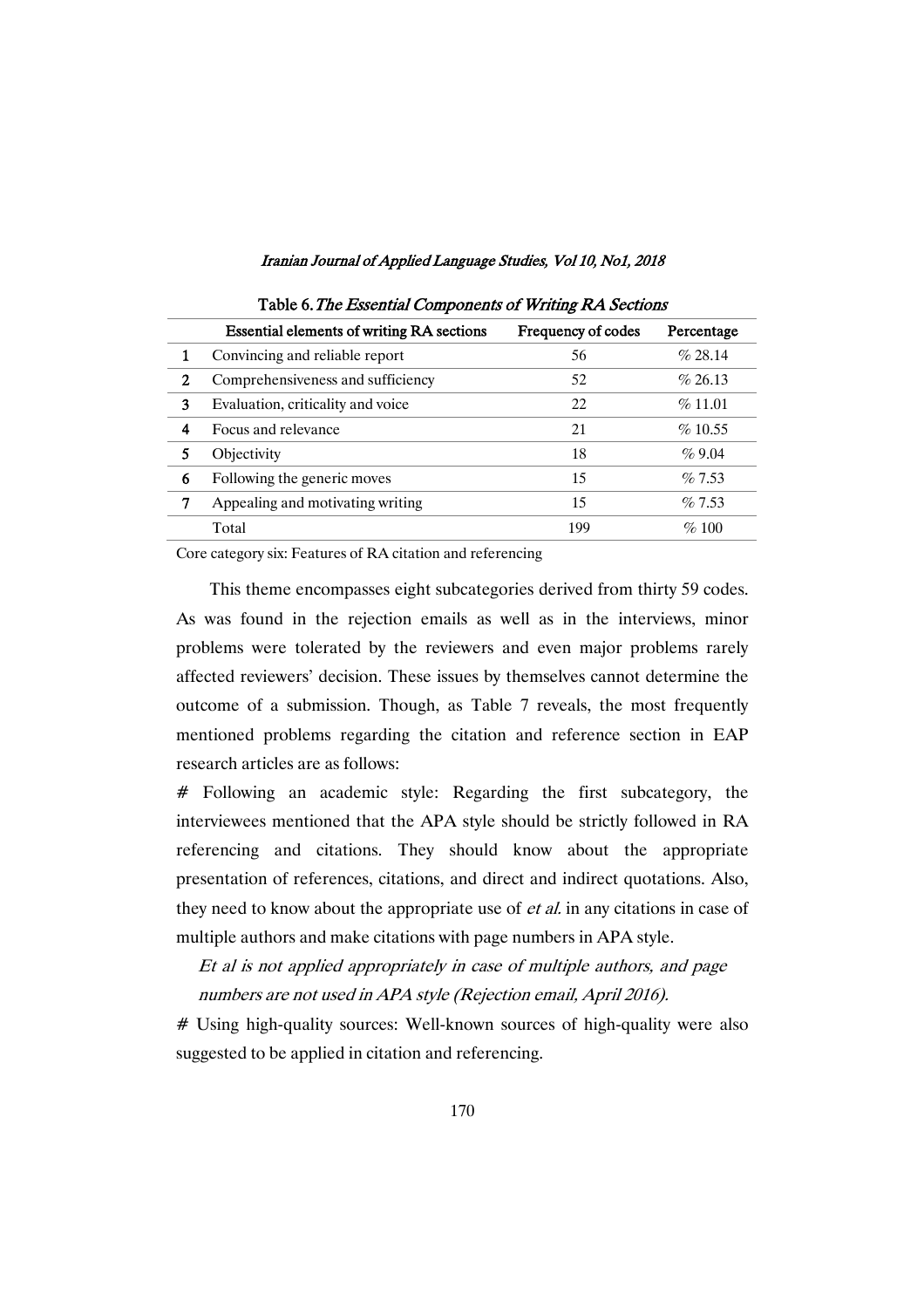Table 6. *The Essential Components of Writing RA Sections*

| | Essential elements of writing RA sections | Frequency of codes | Percentage |
|---|---|---|---|
| 1 | Convincing and reliable report | 56 | % 28.14 |
| 2 | Comprehensiveness and sufficiency | 52 | % 26.13 |
| 3 | Evaluation, criticality and voice | 22 | % 11.01 |
| 4 | Focus and relevance | 21 | % 10.55 |
| 5 | Objectivity | 18 | % 9.04 |
| 6 | Following the generic moves | 15 | % 7.53 |
| 7 | Appealing and motivating writing | 15 | % 7.53 |
| | Total | 199 | % 100 |

Core category six: Features of RA citation and referencing

This theme encompasses eight subcategories derived from thirty 59 codes. As was found in the rejection emails as well as in the interviews, minor problems were tolerated by the reviewers and even major problems rarely affected reviewers' decision. These issues by themselves cannot determine the outcome of a submission. Though, as Table 7 reveals, the most frequently mentioned problems regarding the citation and reference section in EAP research articles are as follows:

# Following an academic style: Regarding the first subcategory, the interviewees mentioned that the APA style should be strictly followed in RA referencing and citations. They should know about the appropriate presentation of references, citations, and direct and indirect quotations. Also, they need to know about the appropriate use of *et al.* in any citations in case of multiple authors and make citations with page numbers in APA style.

> *Et al is not applied appropriately in case of multiple authors, and page numbers are not used in APA style (Rejection email, April 2016).*

# Using high-quality sources: Well-known sources of high-quality were also suggested to be applied in citation and referencing.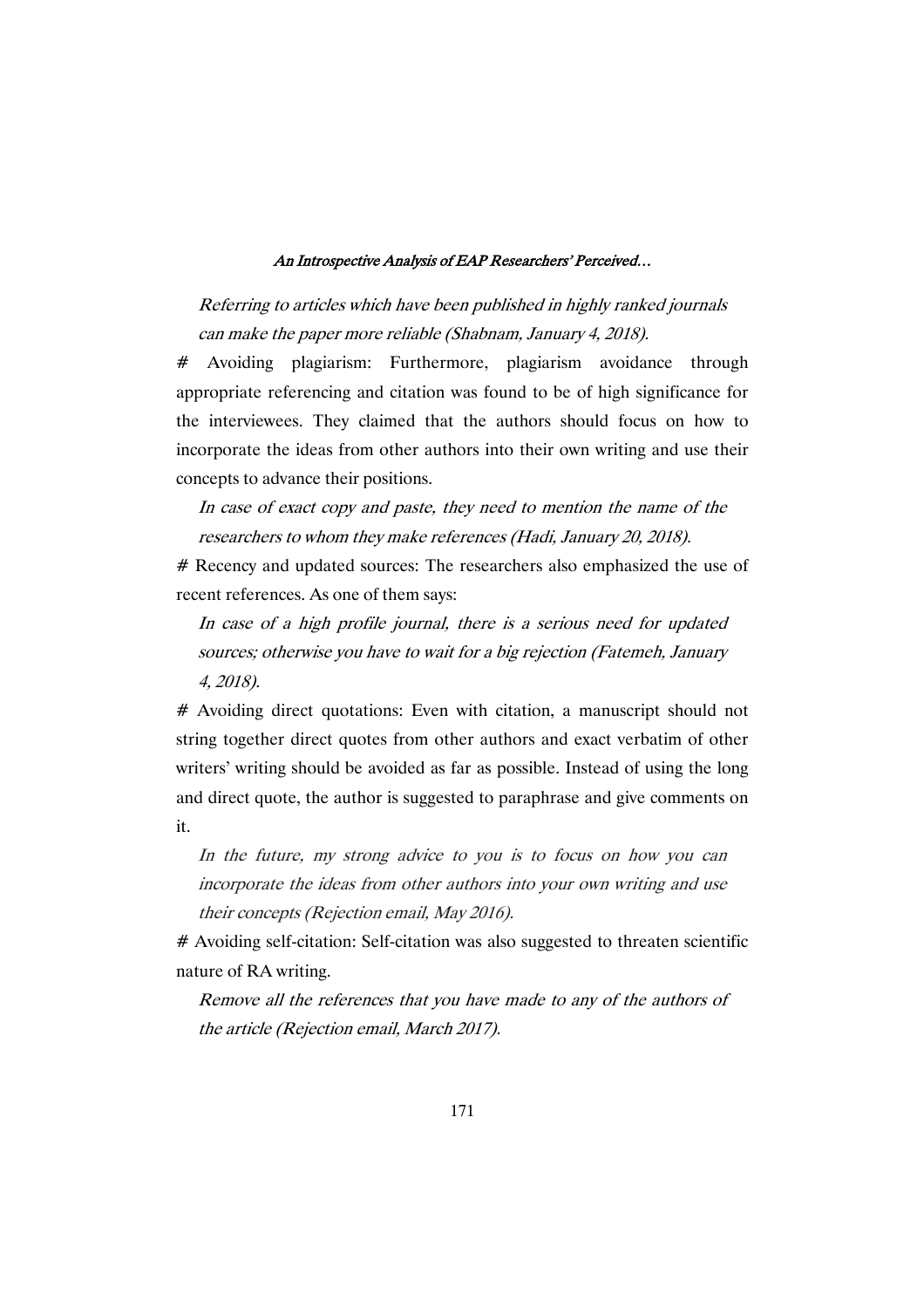*Referring to articles which have been published in highly ranked journals can make the paper more reliable (Shabnam, January 4, 2018).*

# Avoiding plagiarism: Furthermore, plagiarism avoidance through appropriate referencing and citation was found to be of high significance for the interviewees. They claimed that the authors should focus on how to incorporate the ideas from other authors into their own writing and use their concepts to advance their positions.

*In case of exact copy and paste, they need to mention the name of the researchers to whom they make references (Hadi, January 20, 2018).*

# Recency and updated sources: The researchers also emphasized the use of recent references. As one of them says:

*In case of a high profile journal, there is a serious need for updated sources; otherwise you have to wait for a big rejection (Fatemeh, January 4, 2018).*

# Avoiding direct quotations: Even with citation, a manuscript should not string together direct quotes from other authors and exact verbatim of other writers' writing should be avoided as far as possible. Instead of using the long and direct quote, the author is suggested to paraphrase and give comments on it.

*In the future, my strong advice to you is to focus on how you can incorporate the ideas from other authors into your own writing and use their concepts (Rejection email, May 2016).*

# Avoiding self-citation: Self-citation was also suggested to threaten scientific nature of RA writing.

*Remove all the references that you have made to any of the authors of the article (Rejection email, March 2017).*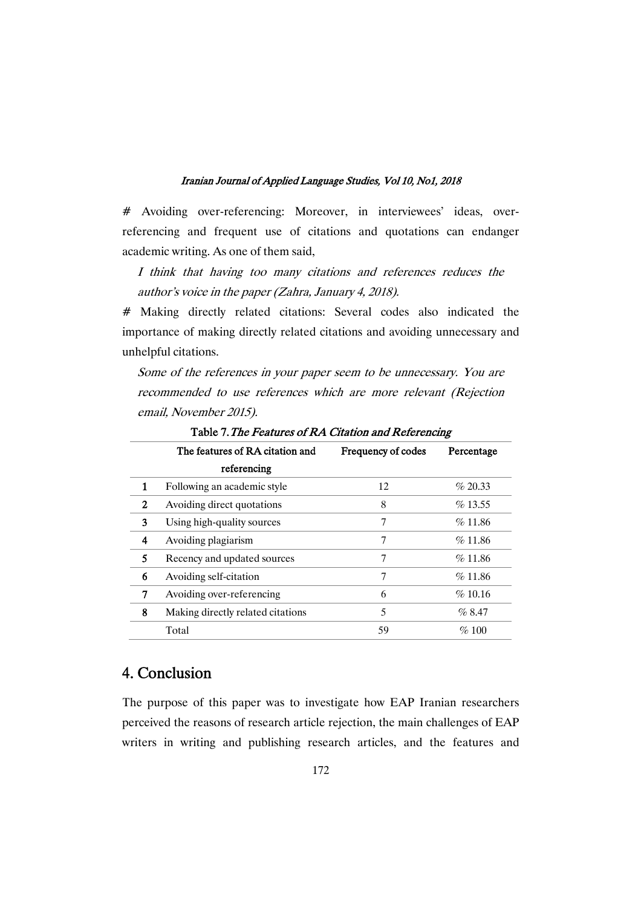# Avoiding over-referencing: Moreover, in interviewees' ideas, over-referencing and frequent use of citations and quotations can endanger academic writing. As one of them said,

> *I think that having too many citations and references reduces the author's voice in the paper (Zahra, January 4, 2018).*

# Making directly related citations: Several codes also indicated the importance of making directly related citations and avoiding unnecessary and unhelpful citations.

> *Some of the references in your paper seem to be unnecessary. You are recommended to use references which are more relevant (Rejection email, November 2015).*

Table 7. *The Features of RA Citation and Referencing*

| | The features of RA citation and referencing | Frequency of codes | Percentage |
|---|---|---|---|
| 1 | Following an academic style | 12 | % 20.33 |
| 2 | Avoiding direct quotations | 8 | % 13.55 |
| 3 | Using high-quality sources | 7 | % 11.86 |
| 4 | Avoiding plagiarism | 7 | % 11.86 |
| 5 | Recency and updated sources | 7 | % 11.86 |
| 6 | Avoiding self-citation | 7 | % 11.86 |
| 7 | Avoiding over-referencing | 6 | % 10.16 |
| 8 | Making directly related citations | 5 | % 8.47 |
| | Total | 59 | % 100 |

## 4. Conclusion

The purpose of this paper was to investigate how EAP Iranian researchers perceived the reasons of research article rejection, the main challenges of EAP writers in writing and publishing research articles, and the features and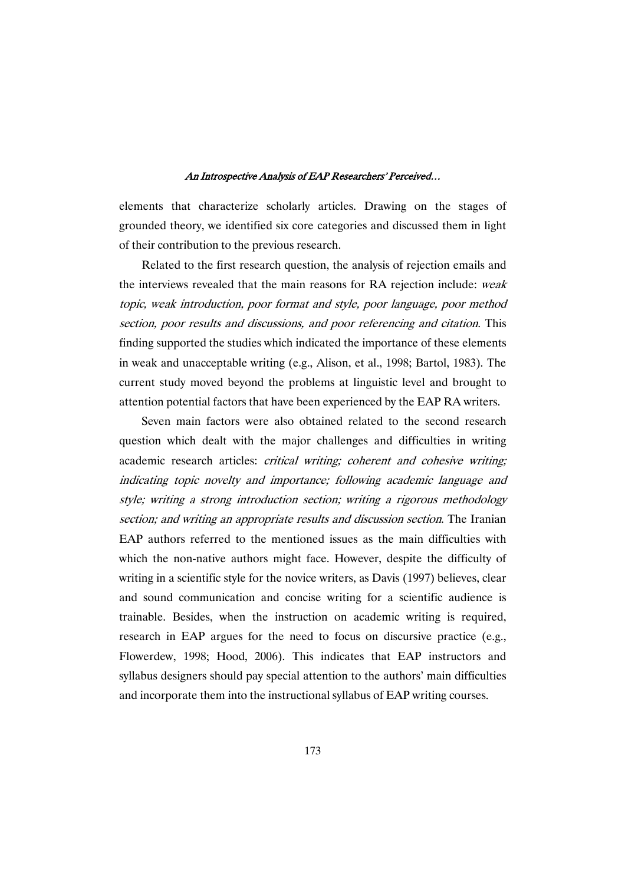elements that characterize scholarly articles. Drawing on the stages of grounded theory, we identified six core categories and discussed them in light of their contribution to the previous research.

Related to the first research question, the analysis of rejection emails and the interviews revealed that the main reasons for RA rejection include: *weak topic, weak introduction, poor format and style, poor language, poor method section, poor results and discussions, and poor referencing and citation*. This finding supported the studies which indicated the importance of these elements in weak and unacceptable writing (e.g., Alison, et al., 1998; Bartol, 1983). The current study moved beyond the problems at linguistic level and brought to attention potential factors that have been experienced by the EAP RA writers.

Seven main factors were also obtained related to the second research question which dealt with the major challenges and difficulties in writing academic research articles: *critical writing; coherent and cohesive writing; indicating topic novelty and importance; following academic language and style; writing a strong introduction section; writing a rigorous methodology section; and writing an appropriate results and discussion section*. The Iranian EAP authors referred to the mentioned issues as the main difficulties with which the non-native authors might face. However, despite the difficulty of writing in a scientific style for the novice writers, as Davis (1997) believes, clear and sound communication and concise writing for a scientific audience is trainable. Besides, when the instruction on academic writing is required, research in EAP argues for the need to focus on discursive practice (e.g., Flowerdew, 1998; Hood, 2006). This indicates that EAP instructors and syllabus designers should pay special attention to the authors' main difficulties and incorporate them into the instructional syllabus of EAP writing courses.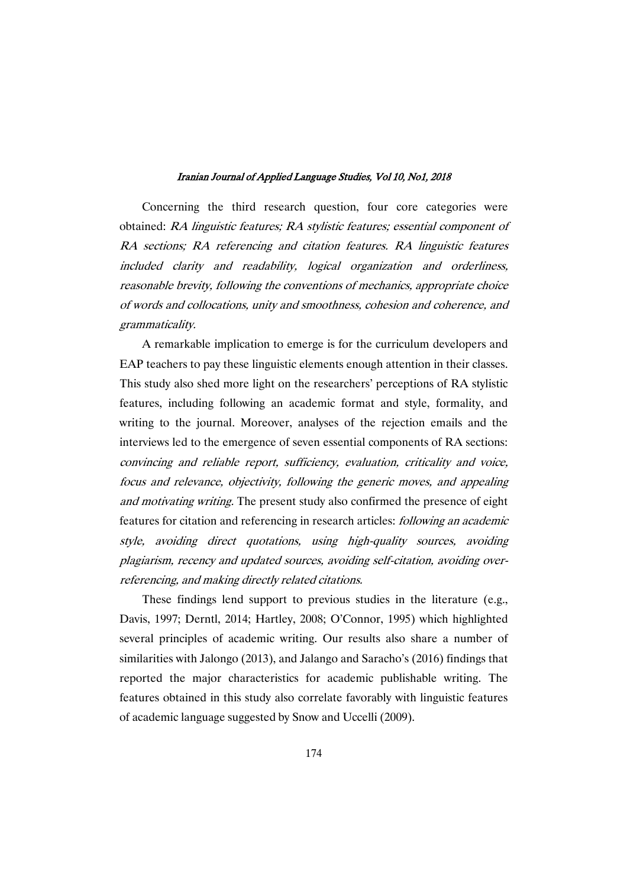Concerning the third research question, four core categories were obtained: *RA linguistic features; RA stylistic features; essential component of RA sections; RA referencing and citation features. RA linguistic features included clarity and readability, logical organization and orderliness, reasonable brevity, following the conventions of mechanics, appropriate choice of words and collocations, unity and smoothness, cohesion and coherence, and grammaticality.*

A remarkable implication to emerge is for the curriculum developers and EAP teachers to pay these linguistic elements enough attention in their classes. This study also shed more light on the researchers' perceptions of RA stylistic features, including following an academic format and style, formality, and writing to the journal. Moreover, analyses of the rejection emails and the interviews led to the emergence of seven essential components of RA sections: *convincing and reliable report, sufficiency, evaluation, criticality and voice, focus and relevance, objectivity, following the generic moves, and appealing and motivating writing.* The present study also confirmed the presence of eight features for citation and referencing in research articles: *following an academic style, avoiding direct quotations, using high-quality sources, avoiding plagiarism, recency and updated sources, avoiding self-citation, avoiding over-referencing, and making directly related citations.*

These findings lend support to previous studies in the literature (e.g., Davis, 1997; Derntl, 2014; Hartley, 2008; O'Connor, 1995) which highlighted several principles of academic writing. Our results also share a number of similarities with Jalongo (2013), and Jalango and Saracho's (2016) findings that reported the major characteristics for academic publishable writing. The features obtained in this study also correlate favorably with linguistic features of academic language suggested by Snow and Uccelli (2009).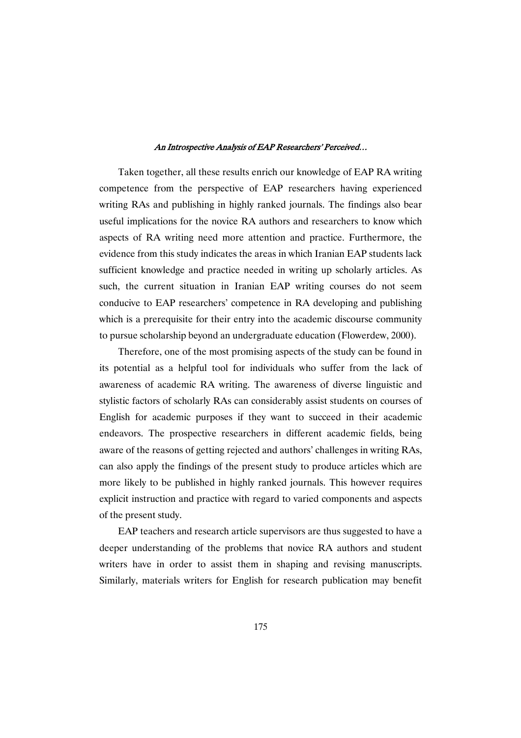Taken together, all these results enrich our knowledge of EAP RA writing competence from the perspective of EAP researchers having experienced writing RAs and publishing in highly ranked journals. The findings also bear useful implications for the novice RA authors and researchers to know which aspects of RA writing need more attention and practice. Furthermore, the evidence from this study indicates the areas in which Iranian EAP students lack sufficient knowledge and practice needed in writing up scholarly articles. As such, the current situation in Iranian EAP writing courses do not seem conducive to EAP researchers' competence in RA developing and publishing which is a prerequisite for their entry into the academic discourse community to pursue scholarship beyond an undergraduate education (Flowerdew, 2000).

Therefore, one of the most promising aspects of the study can be found in its potential as a helpful tool for individuals who suffer from the lack of awareness of academic RA writing. The awareness of diverse linguistic and stylistic factors of scholarly RAs can considerably assist students on courses of English for academic purposes if they want to succeed in their academic endeavors. The prospective researchers in different academic fields, being aware of the reasons of getting rejected and authors' challenges in writing RAs, can also apply the findings of the present study to produce articles which are more likely to be published in highly ranked journals. This however requires explicit instruction and practice with regard to varied components and aspects of the present study.

EAP teachers and research article supervisors are thus suggested to have a deeper understanding of the problems that novice RA authors and student writers have in order to assist them in shaping and revising manuscripts. Similarly, materials writers for English for research publication may benefit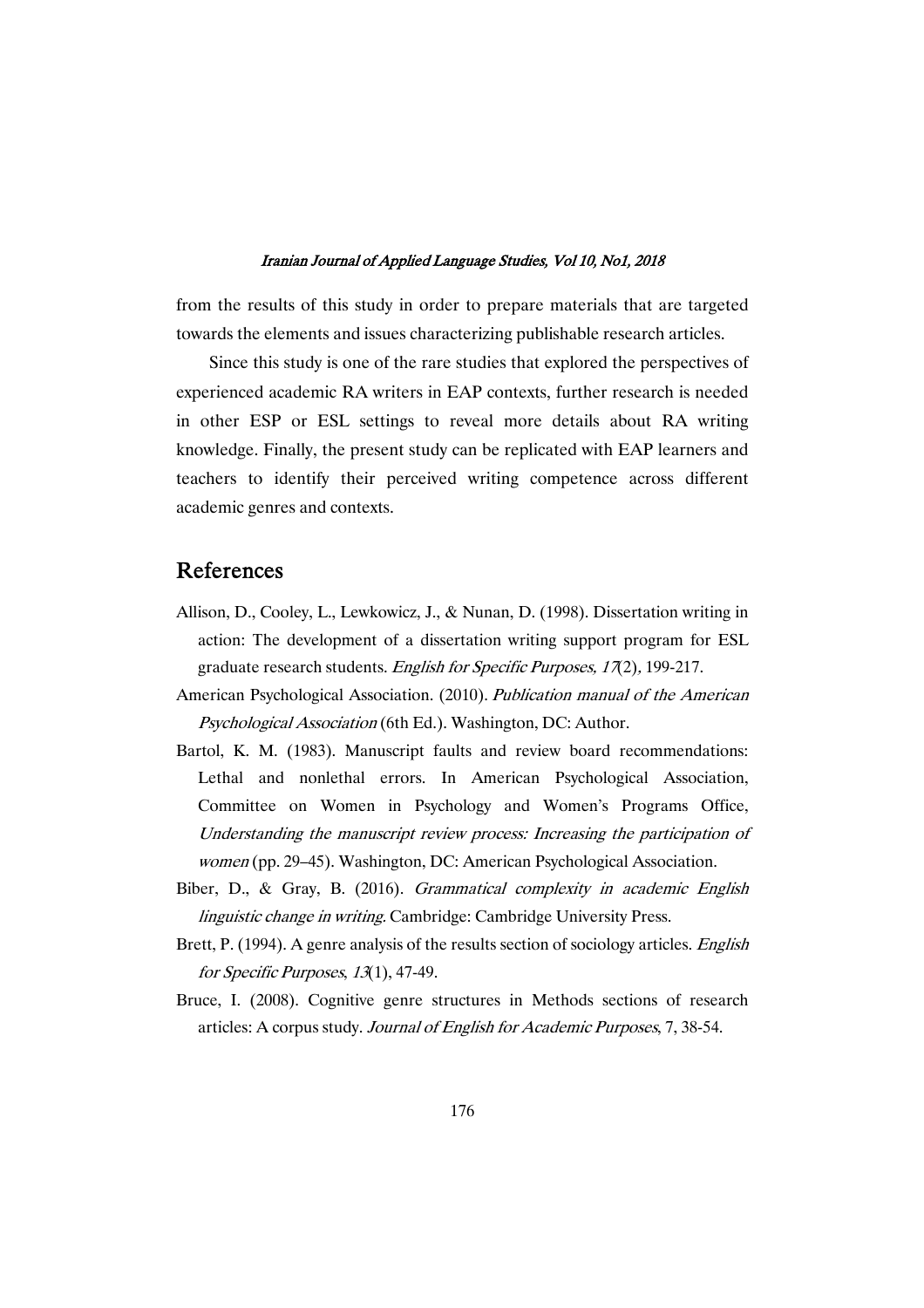from the results of this study in order to prepare materials that are targeted towards the elements and issues characterizing publishable research articles.

Since this study is one of the rare studies that explored the perspectives of experienced academic RA writers in EAP contexts, further research is needed in other ESP or ESL settings to reveal more details about RA writing knowledge. Finally, the present study can be replicated with EAP learners and teachers to identify their perceived writing competence across different academic genres and contexts.

## References

Allison, D., Cooley, L., Lewkowicz, J., & Nunan, D. (1998). Dissertation writing in action: The development of a dissertation writing support program for ESL graduate research students. *English for Specific Purposes, 17*(2), 199-217.

American Psychological Association. (2010). *Publication manual of the American Psychological Association* (6th Ed.). Washington, DC: Author.

Bartol, K. M. (1983). Manuscript faults and review board recommendations: Lethal and nonlethal errors. In American Psychological Association, Committee on Women in Psychology and Women's Programs Office, *Understanding the manuscript review process: Increasing the participation of women* (pp. 29–45). Washington, DC: American Psychological Association.

Biber, D., & Gray, B. (2016). *Grammatical complexity in academic English linguistic change in writing*. Cambridge: Cambridge University Press.

Brett, P. (1994). A genre analysis of the results section of sociology articles. *English for Specific Purposes*, *13*(1), 47-49.

Bruce, I. (2008). Cognitive genre structures in Methods sections of research articles: A corpus study. *Journal of English for Academic Purposes*, 7, 38-54.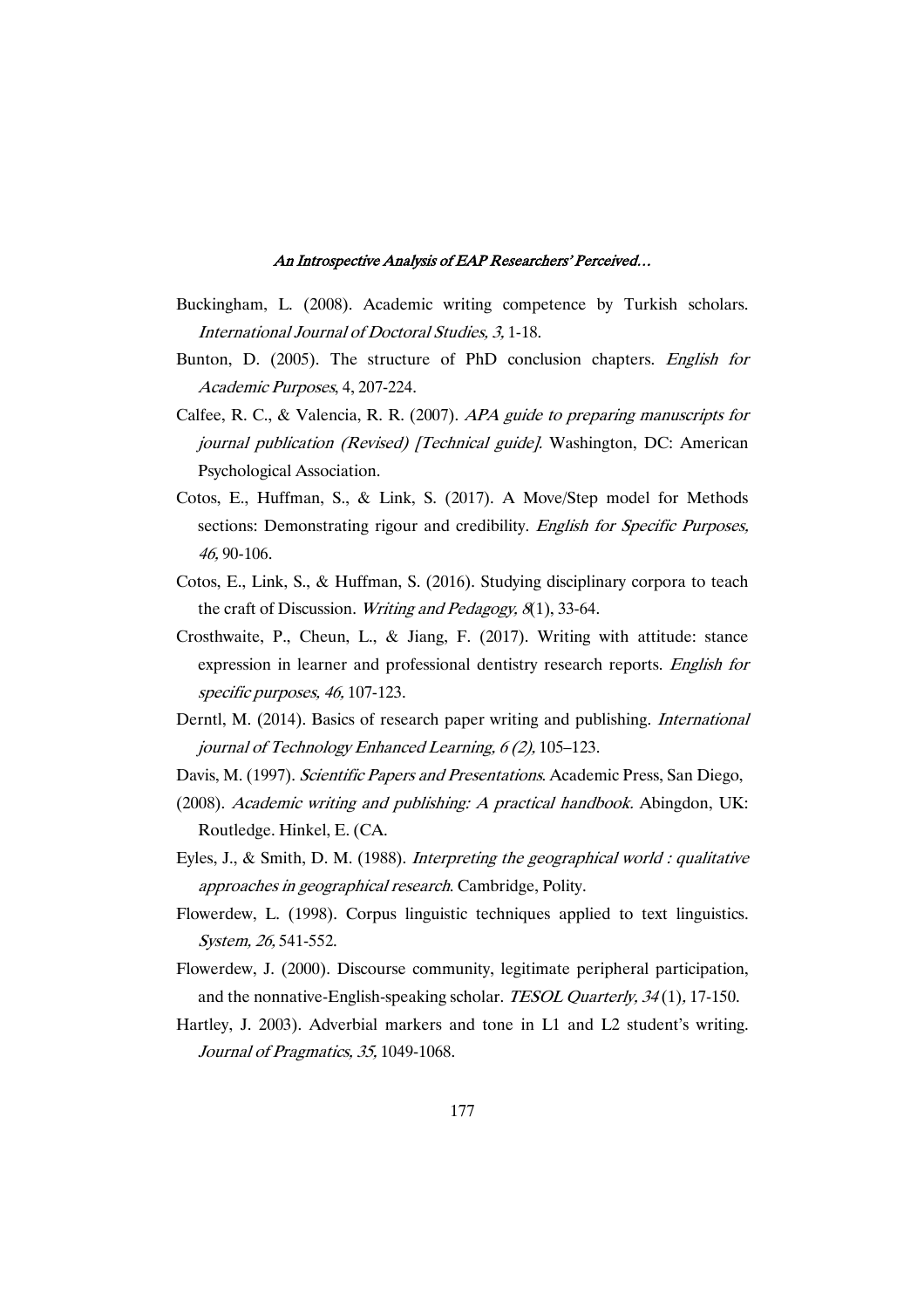Buckingham, L. (2008). Academic writing competence by Turkish scholars. *International Journal of Doctoral Studies, 3,* 1-18.

Bunton, D. (2005). The structure of PhD conclusion chapters. *English for Academic Purposes*, 4, 207-224.

Calfee, R. C., & Valencia, R. R. (2007). *APA guide to preparing manuscripts for journal publication (Revised) [Technical guide].* Washington, DC: American Psychological Association.

Cotos, E., Huffman, S., & Link, S. (2017). A Move/Step model for Methods sections: Demonstrating rigour and credibility. *English for Specific Purposes, 46,* 90-106.

Cotos, E., Link, S., & Huffman, S. (2016). Studying disciplinary corpora to teach the craft of Discussion. *Writing and Pedagogy, 8*(1), 33-64.

Crosthwaite, P., Cheun, L., & Jiang, F. (2017). Writing with attitude: stance expression in learner and professional dentistry research reports. *English for specific purposes, 46,* 107-123.

Derntl, M. (2014). Basics of research paper writing and publishing. *International journal of Technology Enhanced Learning, 6 (2),* 105–123.

Davis, M. (1997). *Scientific Papers and Presentations*. Academic Press, San Diego,

(2008). *Academic writing and publishing: A practical handbook.* Abingdon, UK: Routledge. Hinkel, E. (CA.

Eyles, J., & Smith, D. M. (1988). *Interpreting the geographical world : qualitative approaches in geographical research*. Cambridge, Polity.

Flowerdew, L. (1998). Corpus linguistic techniques applied to text linguistics. *System, 26,* 541-552.

Flowerdew, J. (2000). Discourse community, legitimate peripheral participation, and the nonnative-English-speaking scholar. *TESOL Quarterly, 34* (1), 17-150.

Hartley, J. 2003). Adverbial markers and tone in L1 and L2 student's writing. *Journal of Pragmatics, 35,* 1049-1068.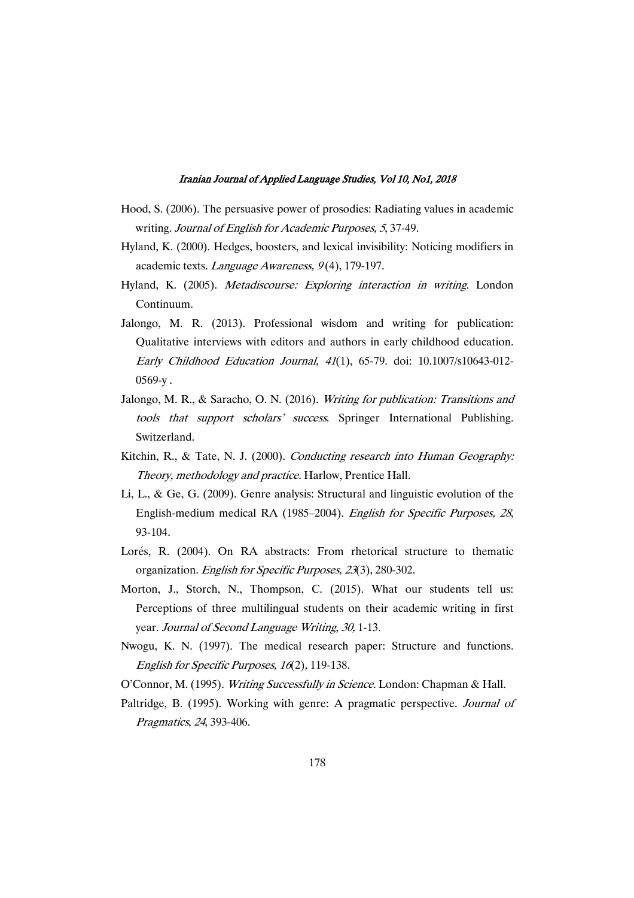Hood, S. (2006). The persuasive power of prosodies: Radiating values in academic writing. *Journal of English for Academic Purposes, 5*, 37-49.

Hyland, K. (2000). Hedges, boosters, and lexical invisibility: Noticing modifiers in academic texts. *Language Awareness, 9* (4), 179-197.

Hyland, K. (2005). *Metadiscourse: Exploring interaction in writing*. London Continuum.

Jalongo, M. R. (2013). Professional wisdom and writing for publication: Qualitative interviews with editors and authors in early childhood education. *Early Childhood Education Journal, 41*(1), 65-79. doi: 10.1007/s10643-012-0569-y .

Jalongo, M. R., & Saracho, O. N. (2016). *Writing for publication: Transitions and tools that support scholars' success*. Springer International Publishing. Switzerland.

Kitchin, R., & Tate, N. J. (2000). *Conducting research into Human Geography: Theory, methodology and practice.* Harlow, Prentice Hall.

Li, L., & Ge, G. (2009). Genre analysis: Structural and linguistic evolution of the English-medium medical RA (1985–2004). *English for Specific Purposes, 28*, 93-104.

Lorés, R. (2004). On RA abstracts: From rhetorical structure to thematic organization. *English for Specific Purposes*, *23*(3), 280-302.

Morton, J., Storch, N., Thompson, C. (2015). What our students tell us: Perceptions of three multilingual students on their academic writing in first year. *Journal of Second Language Writing*, *30,* 1-13.

Nwogu, K. N. (1997). The medical research paper: Structure and functions. *English for Specific Purposes, 16*(2)*,* 119-138.

O'Connor, M. (1995). *Writing Successfully in Science*. London: Chapman & Hall.

Paltridge, B. (1995). Working with genre: A pragmatic perspective. *Journal of Pragmatics*, *24*, 393-406.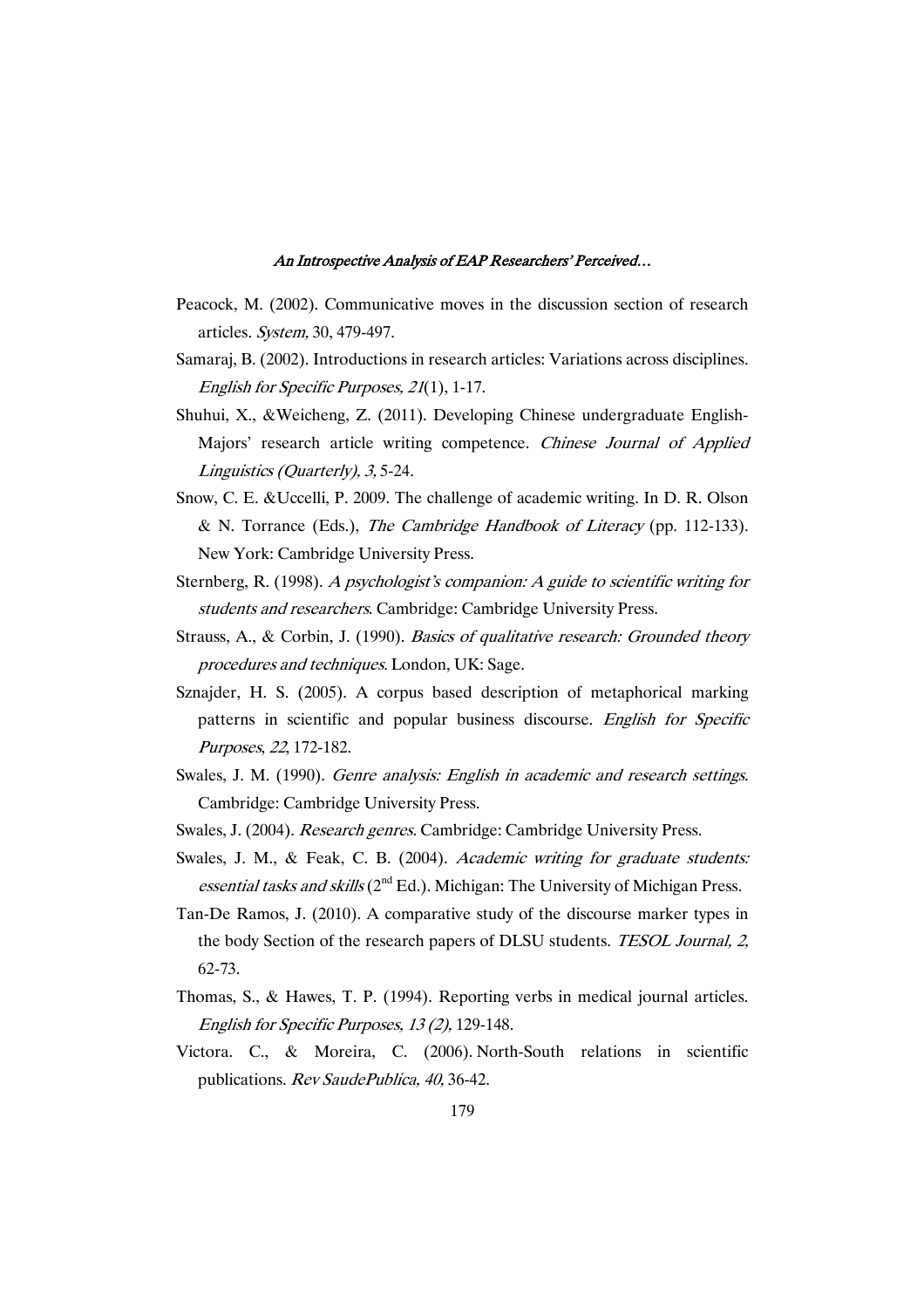Peacock, M. (2002). Communicative moves in the discussion section of research articles. *System,* 30, 479-497.

Samaraj, B. (2002). Introductions in research articles: Variations across disciplines. *English for Specific Purposes, 21*(1), 1-17.

Shuhui, X., &Weicheng, Z. (2011). Developing Chinese undergraduate English-Majors' research article writing competence. *Chinese Journal of Applied Linguistics (Quarterly), 3,* 5-24.

Snow, C. E. &Uccelli, P. 2009. The challenge of academic writing. In D. R. Olson & N. Torrance (Eds.), *The Cambridge Handbook of Literacy* (pp. 112-133). New York: Cambridge University Press.

Sternberg, R. (1998). *A psychologist's companion: A guide to scientific writing for students and researchers*. Cambridge: Cambridge University Press.

Strauss, A., & Corbin, J. (1990). *Basics of qualitative research: Grounded theory procedures and techniques.* London, UK: Sage.

Sznajder, H. S. (2005). A corpus based description of metaphorical marking patterns in scientific and popular business discourse. *English for Specific Purposes*, *22*, 172-182.

Swales, J. M. (1990). *Genre analysis: English in academic and research settings*. Cambridge: Cambridge University Press.

Swales, J. (2004). *Research genres*. Cambridge: Cambridge University Press.

Swales, J. M., & Feak, C. B. (2004). *Academic writing for graduate students: essential tasks and skills* (2nd Ed.). Michigan: The University of Michigan Press.

Tan-De Ramos, J. (2010). A comparative study of the discourse marker types in the body Section of the research papers of DLSU students. *TESOL Journal, 2,* 62-73.

Thomas, S., & Hawes, T. P. (1994). Reporting verbs in medical journal articles. *English for Specific Purposes, 13 (2),* 129-148.

Victora. C., & Moreira, C. (2006). North-South relations in scientific publications. *Rev SaudePublica, 40,* 36-42.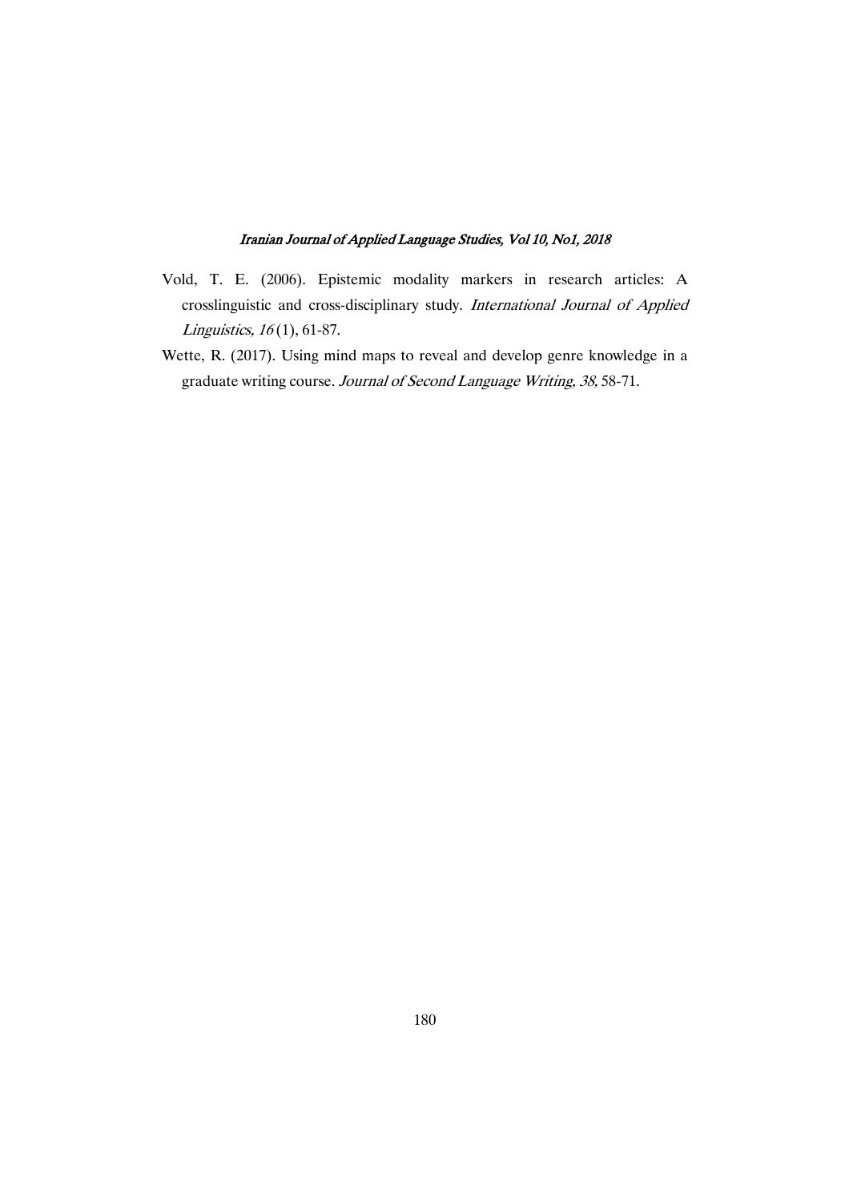Vold, T. E. (2006). Epistemic modality markers in research articles: A crosslinguistic and cross-disciplinary study. *International Journal of Applied Linguistics, 16* (1), 61-87.

Wette, R. (2017). Using mind maps to reveal and develop genre knowledge in a graduate writing course. *Journal of Second Language Writing, 38,* 58-71.